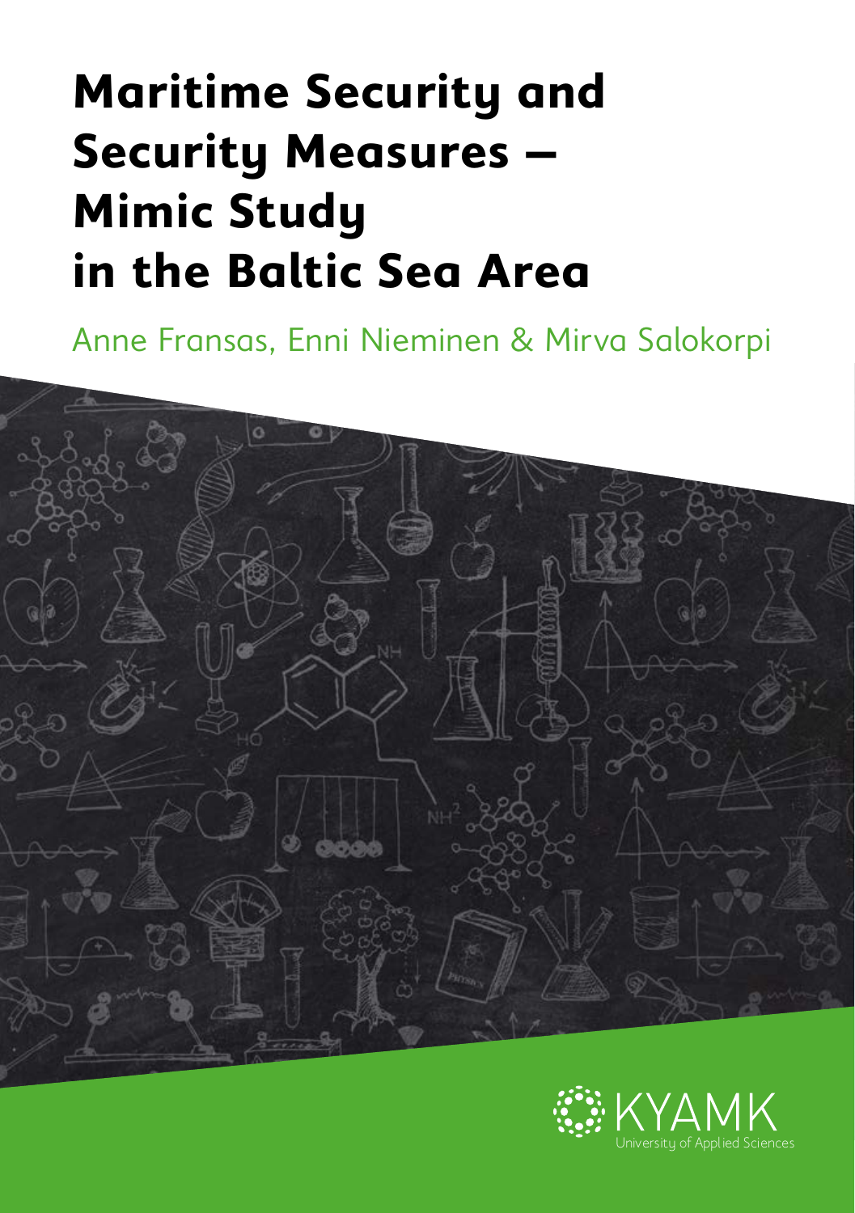# Maritime Security and Security Measures – Mimic Study in the Baltic Sea Area

Anne Fransas, Enni Nieminen & Mirva Salokorpi

KYAMK

University of Applied Sciences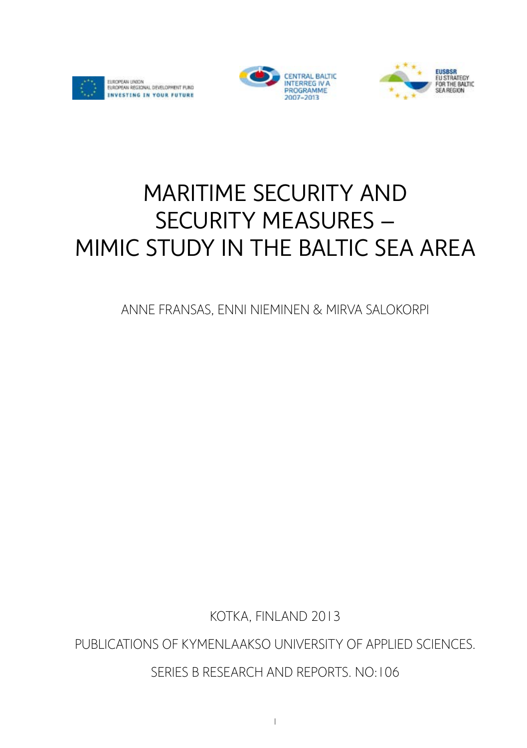EUROPEAN UNION
EUROPEAN REGIONAL DEVELOPMENT FUND
INVESTING IN YOUR FUTURE

CENTRAL BALTIC
INTERREG IV A
PROGRAMME
2007–2013

EUSBSR
EU STRATEGY
FOR THE BALTIC
SEA REGION

# MARITIME SECURITY AND SECURITY MEASURES – MIMIC STUDY IN THE BALTIC SEA AREA

ANNE FRANSAS, ENNI NIEMINEN & MIRVA SALOKORPI

KOTKA, FINLAND 2013

PUBLICATIONS OF KYMENLAAKSO UNIVERSITY OF APPLIED SCIENCES.

SERIES B RESEARCH AND REPORTS. NO:106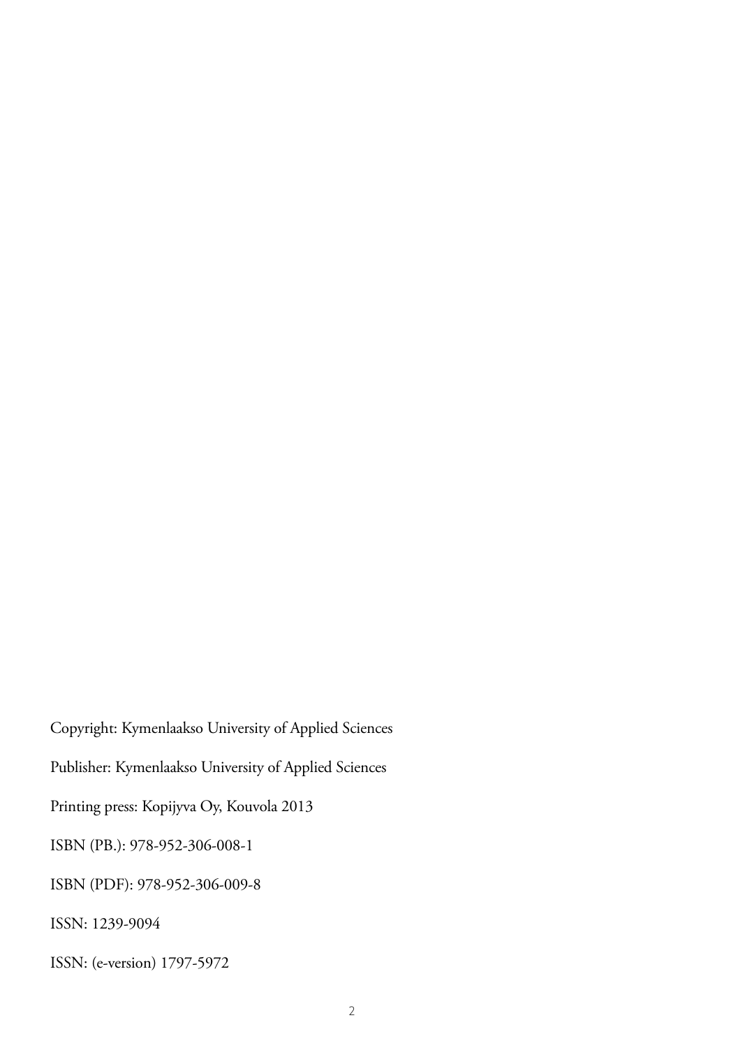Copyright: Kymenlaakso University of Applied Sciences

Publisher: Kymenlaakso University of Applied Sciences

Printing press: Kopijyva Oy, Kouvola 2013

ISBN (PB.): 978-952-306-008-1

ISBN (PDF): 978-952-306-009-8

ISSN: 1239-9094

ISSN: (e-version) 1797-5972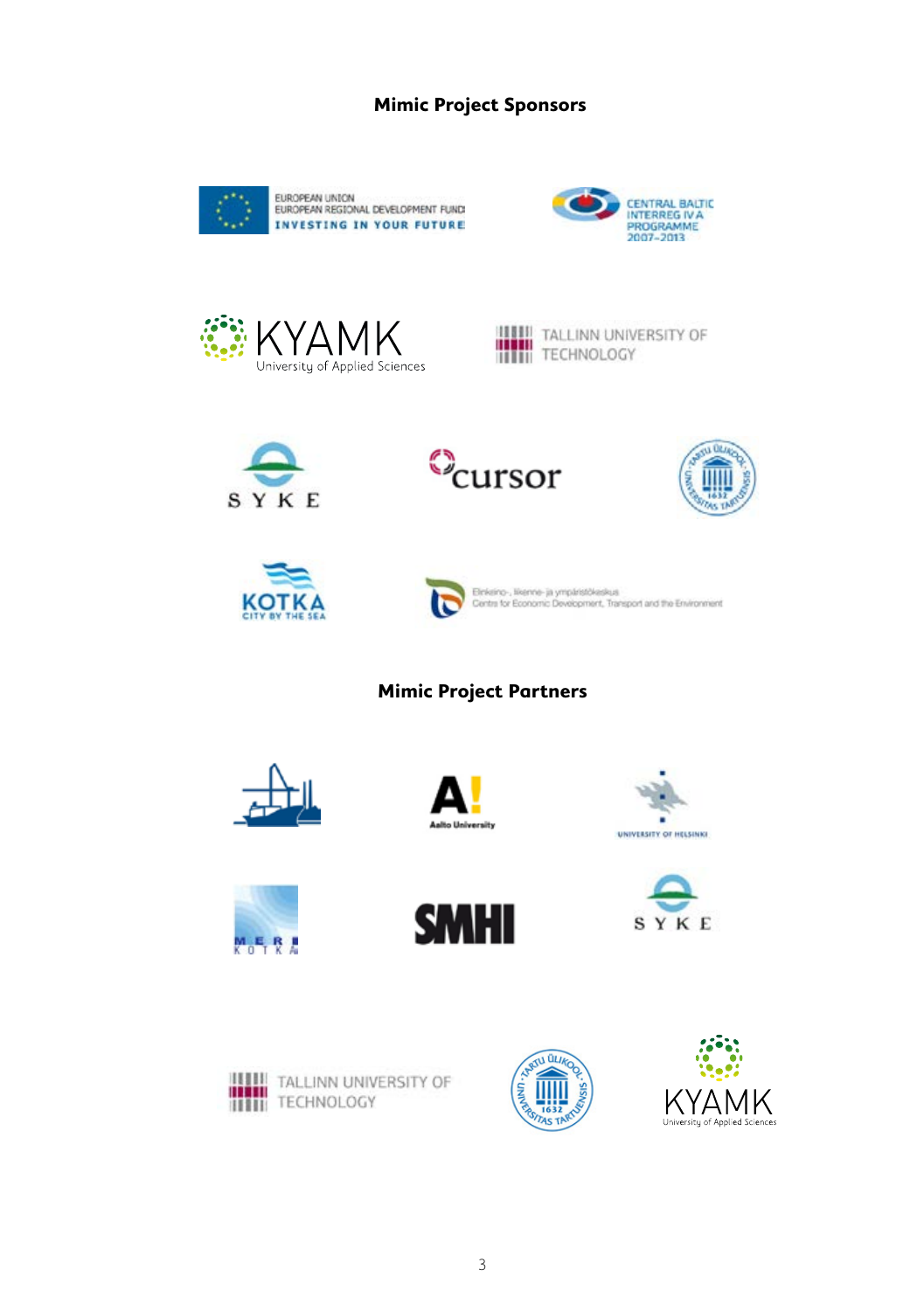**Mimic Project Sponsors**

EUROPEAN UNION
EUROPEAN REGIONAL DEVELOPMENT FUND
INVESTING IN YOUR FUTURE

CENTRAL BALTIC INTERREG IV A PROGRAMME 2007–2013

KYAMK University of Applied Sciences

TALLINN UNIVERSITY OF TECHNOLOGY

SYKE

cursor

KOTKA CITY BY THE SEA

Elinkeino-, liikenne- ja ympäristökeskus
Centre for Economic Development, Transport and the Environment

**Mimic Project Partners**

Aalto University

UNIVERSITY OF HELSINKI

MERI KOTKA

SMHI

SYKE

TALLINN UNIVERSITY OF TECHNOLOGY

KYAMK University of Applied Sciences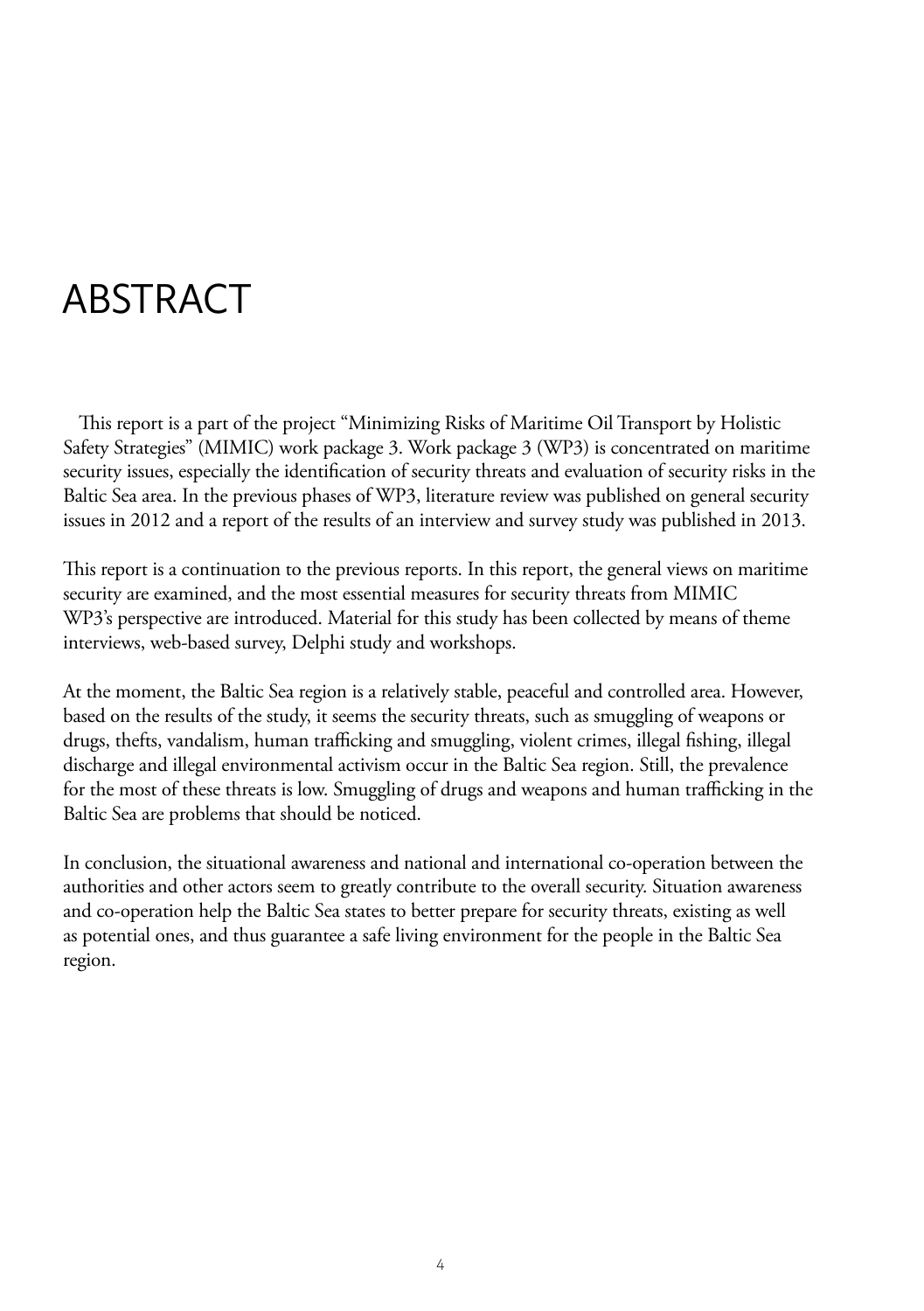# ABSTRACT

This report is a part of the project "Minimizing Risks of Maritime Oil Transport by Holistic Safety Strategies" (MIMIC) work package 3. Work package 3 (WP3) is concentrated on maritime security issues, especially the identification of security threats and evaluation of security risks in the Baltic Sea area. In the previous phases of WP3, literature review was published on general security issues in 2012 and a report of the results of an interview and survey study was published in 2013.

This report is a continuation to the previous reports. In this report, the general views on maritime security are examined, and the most essential measures for security threats from MIMIC WP3's perspective are introduced. Material for this study has been collected by means of theme interviews, web-based survey, Delphi study and workshops.

At the moment, the Baltic Sea region is a relatively stable, peaceful and controlled area. However, based on the results of the study, it seems the security threats, such as smuggling of weapons or drugs, thefts, vandalism, human trafficking and smuggling, violent crimes, illegal fishing, illegal discharge and illegal environmental activism occur in the Baltic Sea region. Still, the prevalence for the most of these threats is low. Smuggling of drugs and weapons and human trafficking in the Baltic Sea are problems that should be noticed.

In conclusion, the situational awareness and national and international co-operation between the authorities and other actors seem to greatly contribute to the overall security. Situation awareness and co-operation help the Baltic Sea states to better prepare for security threats, existing as well as potential ones, and thus guarantee a safe living environment for the people in the Baltic Sea region.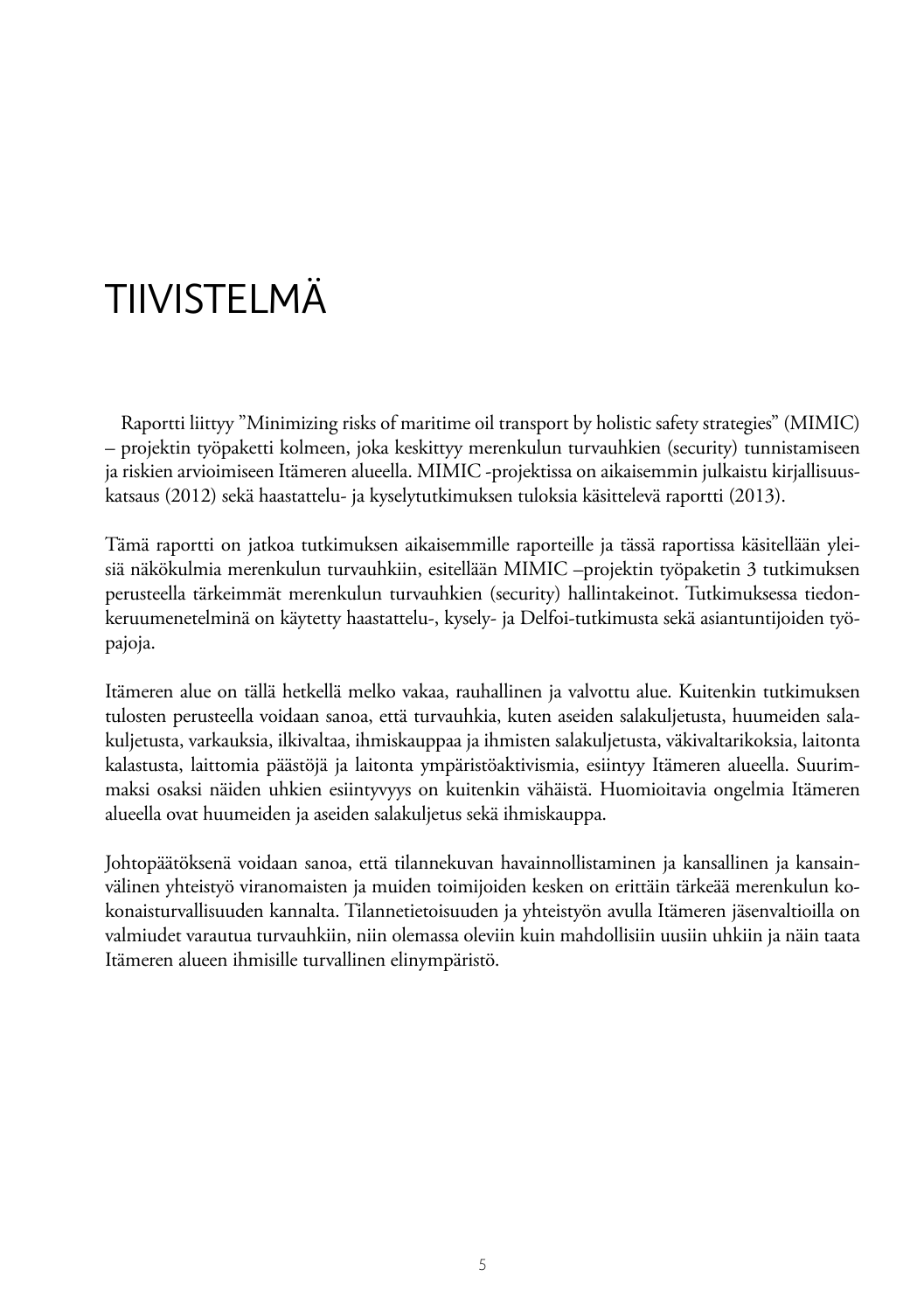# TIIVISTELMÄ

Raportti liittyy ”Minimizing risks of maritime oil transport by holistic safety strategies” (MIMIC) – projektin työpaketti kolmeen, joka keskittyy merenkulun turvauhkien (security) tunnistamiseen ja riskien arvioimiseen Itämeren alueella. MIMIC -projektissa on aikaisemmin julkaistu kirjallisuuskatsaus (2012) sekä haastattelu- ja kyselytutkimuksen tuloksia käsittelevä raportti (2013).

Tämä raportti on jatkoa tutkimuksen aikaisemmille raporteille ja tässä raportissa käsitellään yleisiä näkökulmia merenkulun turvauhkiin, esitellään MIMIC –projektin työpaketin 3 tutkimuksen perusteella tärkeimmät merenkulun turvauhkien (security) hallintakeinot. Tutkimuksessa tiedonkeruumenetelminä on käytetty haastattelu-, kysely- ja Delfoi-tutkimusta sekä asiantuntijoiden työpajoja.

Itämeren alue on tällä hetkellä melko vakaa, rauhallinen ja valvottu alue. Kuitenkin tutkimuksen tulosten perusteella voidaan sanoa, että turvauhkia, kuten aseiden salakuljetusta, huumeiden salakuljetusta, varkauksia, ilkivaltaa, ihmiskauppaa ja ihmisten salakuljetusta, väkivaltarikoksia, laitonta kalastusta, laittomia päästöjä ja laitonta ympäristöaktivismia, esiintyy Itämeren alueella. Suurimmaksi osaksi näiden uhkien esiintyvyys on kuitenkin vähäistä. Huomioitavia ongelmia Itämeren alueella ovat huumeiden ja aseiden salakuljetus sekä ihmiskauppa.

Johtopäätöksenä voidaan sanoa, että tilannekuvan havainnollistaminen ja kansallinen ja kansainvälinen yhteistyö viranomaisten ja muiden toimijoiden kesken on erittäin tärkeää merenkulun kokonaisturvallisuuden kannalta. Tilannetietoisuuden ja yhteistyön avulla Itämeren jäsenvaltioilla on valmiudet varautua turvauhkiin, niin olemassa oleviin kuin mahdollisiin uusiin uhkiin ja näin taata Itämeren alueen ihmisille turvallinen elinympäristö.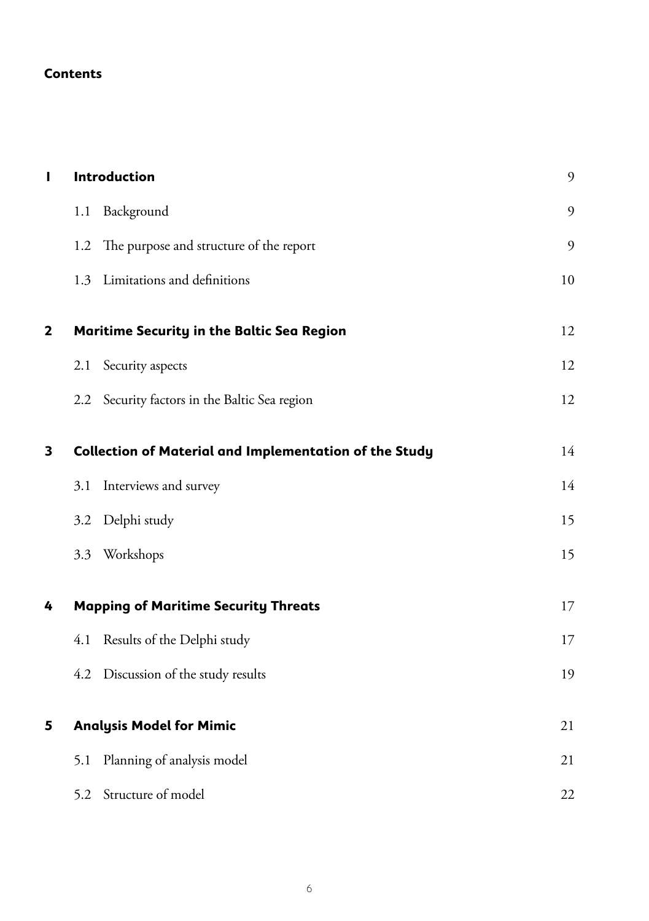**Contents**

| | | |
|---|---|---|
| **1** | **Introduction** | 9 |
| | 1.1 Background | 9 |
| | 1.2 The purpose and structure of the report | 9 |
| | 1.3 Limitations and definitions | 10 |
| **2** | **Maritime Security in the Baltic Sea Region** | 12 |
| | 2.1 Security aspects | 12 |
| | 2.2 Security factors in the Baltic Sea region | 12 |
| **3** | **Collection of Material and Implementation of the Study** | 14 |
| | 3.1 Interviews and survey | 14 |
| | 3.2 Delphi study | 15 |
| | 3.3 Workshops | 15 |
| **4** | **Mapping of Maritime Security Threats** | 17 |
| | 4.1 Results of the Delphi study | 17 |
| | 4.2 Discussion of the study results | 19 |
| **5** | **Analysis Model for Mimic** | 21 |
| | 5.1 Planning of analysis model | 21 |
| | 5.2 Structure of model | 22 |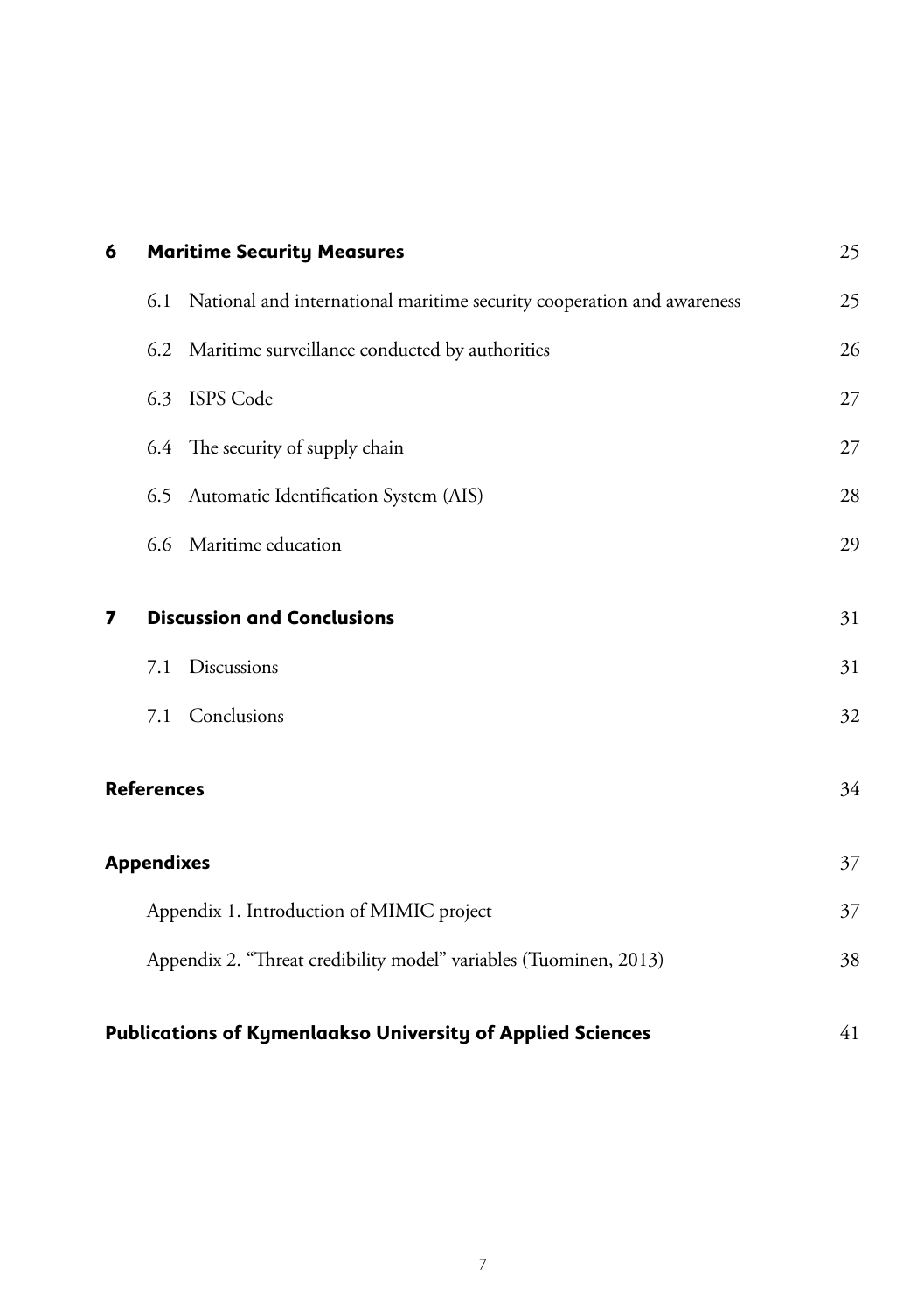| | | |
|---|---|---|
| **6** | **Maritime Security Measures** | 25 |
| | 6.1 National and international maritime security cooperation and awareness | 25 |
| | 6.2 Maritime surveillance conducted by authorities | 26 |
| | 6.3 ISPS Code | 27 |
| | 6.4 The security of supply chain | 27 |
| | 6.5 Automatic Identification System (AIS) | 28 |
| | 6.6 Maritime education | 29 |
| **7** | **Discussion and Conclusions** | 31 |
| | 7.1 Discussions | 31 |
| | 7.1 Conclusions | 32 |
| | **References** | 34 |
| | **Appendixes** | 37 |
| | Appendix 1. Introduction of MIMIC project | 37 |
| | Appendix 2. "Threat credibility model" variables (Tuominen, 2013) | 38 |
| | **Publications of Kymenlaakso University of Applied Sciences** | 41 |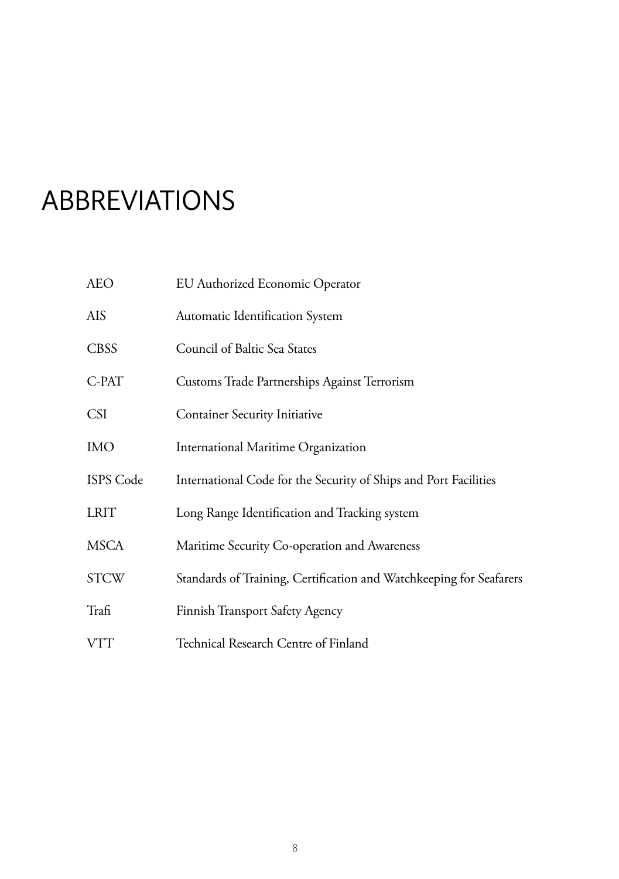# ABBREVIATIONS

| | |
|---|---|
| AEO | EU Authorized Economic Operator |
| AIS | Automatic Identification System |
| CBSS | Council of Baltic Sea States |
| C-PAT | Customs Trade Partnerships Against Terrorism |
| CSI | Container Security Initiative |
| IMO | International Maritime Organization |
| ISPS Code | International Code for the Security of Ships and Port Facilities |
| LRIT | Long Range Identification and Tracking system |
| MSCA | Maritime Security Co-operation and Awareness |
| STCW | Standards of Training, Certification and Watchkeeping for Seafarers |
| Trafi | Finnish Transport Safety Agency |
| VTT | Technical Research Centre of Finland |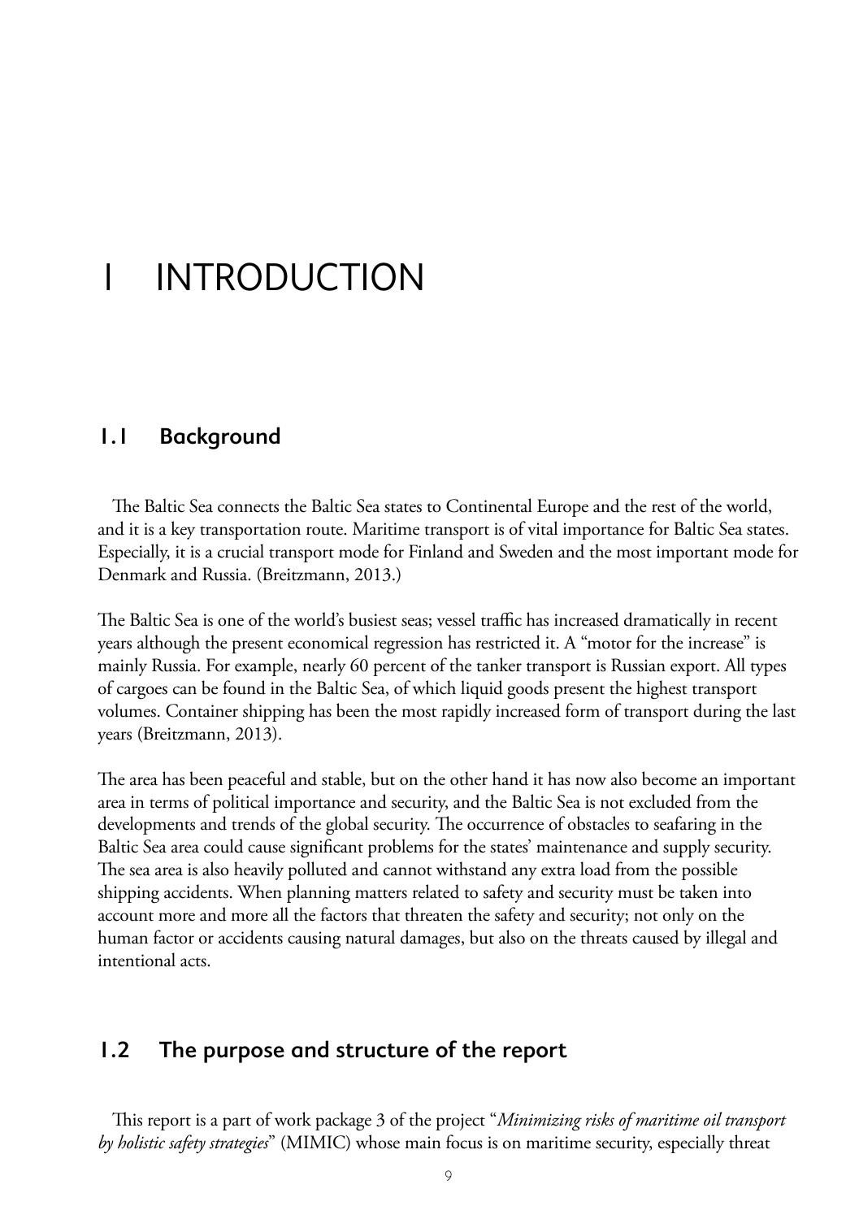# 1 INTRODUCTION

## 1.1 Background

The Baltic Sea connects the Baltic Sea states to Continental Europe and the rest of the world, and it is a key transportation route. Maritime transport is of vital importance for Baltic Sea states. Especially, it is a crucial transport mode for Finland and Sweden and the most important mode for Denmark and Russia. (Breitzmann, 2013.)

The Baltic Sea is one of the world's busiest seas; vessel traffic has increased dramatically in recent years although the present economical regression has restricted it. A "motor for the increase" is mainly Russia. For example, nearly 60 percent of the tanker transport is Russian export. All types of cargoes can be found in the Baltic Sea, of which liquid goods present the highest transport volumes. Container shipping has been the most rapidly increased form of transport during the last years (Breitzmann, 2013).

The area has been peaceful and stable, but on the other hand it has now also become an important area in terms of political importance and security, and the Baltic Sea is not excluded from the developments and trends of the global security. The occurrence of obstacles to seafaring in the Baltic Sea area could cause significant problems for the states' maintenance and supply security. The sea area is also heavily polluted and cannot withstand any extra load from the possible shipping accidents. When planning matters related to safety and security must be taken into account more and more all the factors that threaten the safety and security; not only on the human factor or accidents causing natural damages, but also on the threats caused by illegal and intentional acts.

## 1.2 The purpose and structure of the report

This report is a part of work package 3 of the project "*Minimizing risks of maritime oil transport by holistic safety strategies*" (MIMIC) whose main focus is on maritime security, especially threat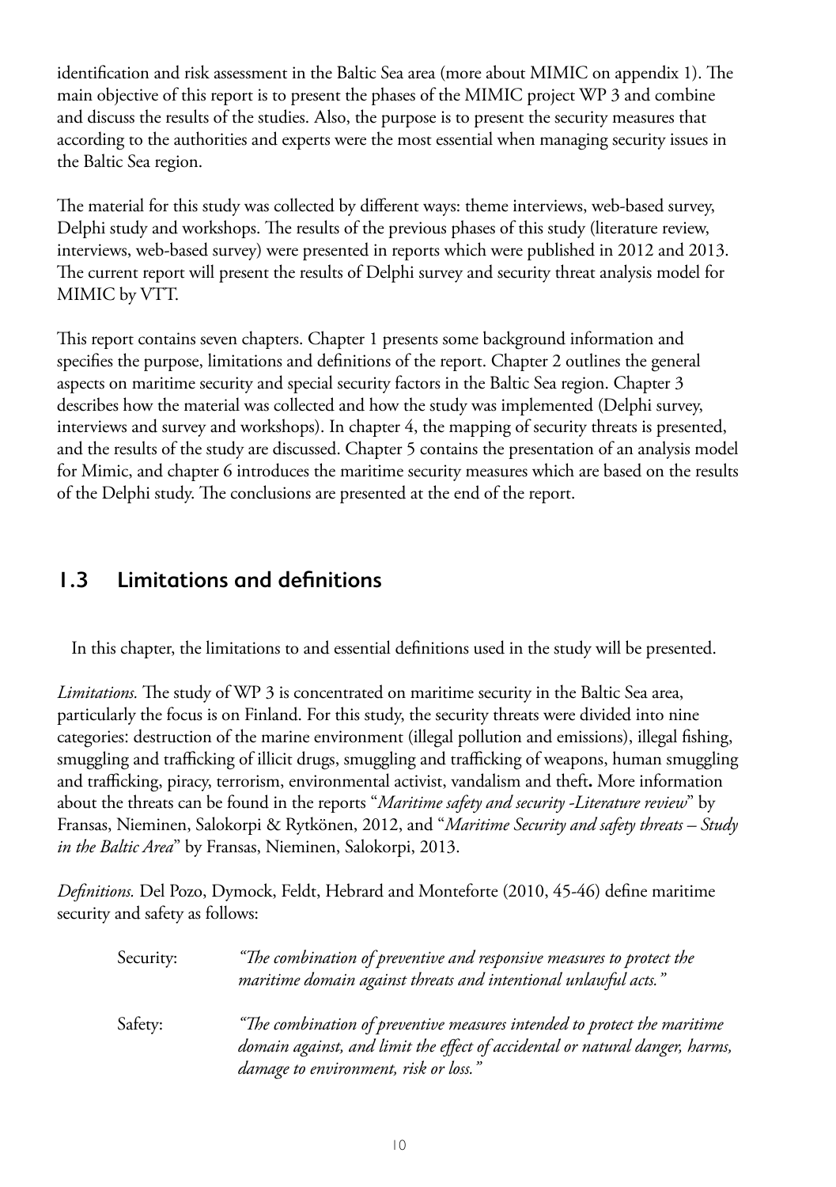identification and risk assessment in the Baltic Sea area (more about MIMIC on appendix 1). The main objective of this report is to present the phases of the MIMIC project WP 3 and combine and discuss the results of the studies. Also, the purpose is to present the security measures that according to the authorities and experts were the most essential when managing security issues in the Baltic Sea region.

The material for this study was collected by different ways: theme interviews, web-based survey, Delphi study and workshops. The results of the previous phases of this study (literature review, interviews, web-based survey) were presented in reports which were published in 2012 and 2013. The current report will present the results of Delphi survey and security threat analysis model for MIMIC by VTT.

This report contains seven chapters. Chapter 1 presents some background information and specifies the purpose, limitations and definitions of the report. Chapter 2 outlines the general aspects on maritime security and special security factors in the Baltic Sea region. Chapter 3 describes how the material was collected and how the study was implemented (Delphi survey, interviews and survey and workshops). In chapter 4, the mapping of security threats is presented, and the results of the study are discussed. Chapter 5 contains the presentation of an analysis model for Mimic, and chapter 6 introduces the maritime security measures which are based on the results of the Delphi study. The conclusions are presented at the end of the report.

## 1.3 Limitations and definitions

In this chapter, the limitations to and essential definitions used in the study will be presented.

*Limitations.* The study of WP 3 is concentrated on maritime security in the Baltic Sea area, particularly the focus is on Finland. For this study, the security threats were divided into nine categories: destruction of the marine environment (illegal pollution and emissions), illegal fishing, smuggling and trafficking of illicit drugs, smuggling and trafficking of weapons, human smuggling and trafficking, piracy, terrorism, environmental activist, vandalism and theft**.** More information about the threats can be found in the reports "*Maritime safety and security -Literature review*" by Fransas, Nieminen, Salokorpi & Rytkönen, 2012, and "*Maritime Security and safety threats – Study in the Baltic Area*" by Fransas, Nieminen, Salokorpi, 2013.

*Definitions.* Del Pozo, Dymock, Feldt, Hebrard and Monteforte (2010, 45-46) define maritime security and safety as follows:

Security: *"The combination of preventive and responsive measures to protect the maritime domain against threats and intentional unlawful acts."*

Safety: *"The combination of preventive measures intended to protect the maritime domain against, and limit the effect of accidental or natural danger, harms, damage to environment, risk or loss."*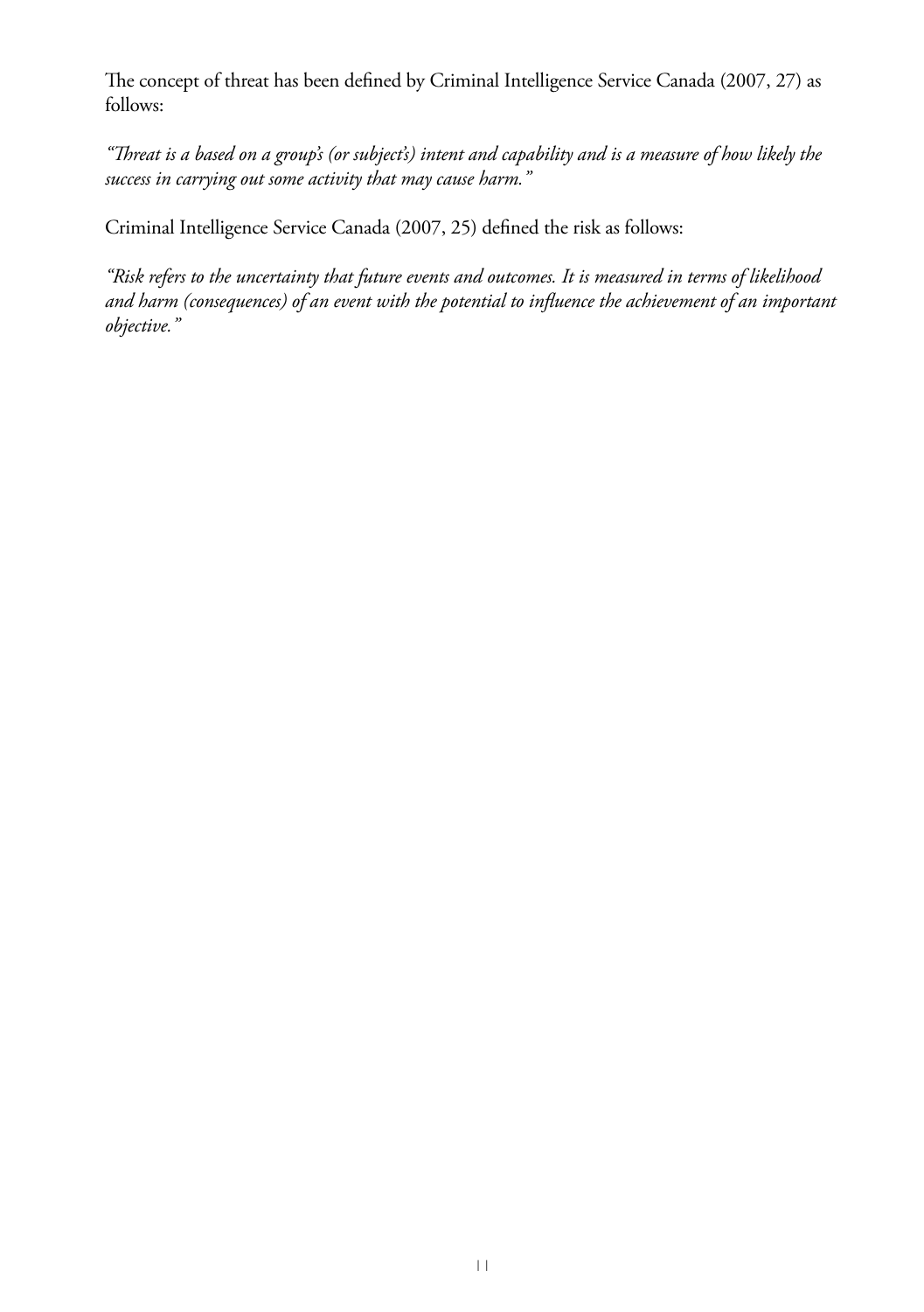The concept of threat has been defined by Criminal Intelligence Service Canada (2007, 27) as follows:

*"Threat is a based on a group's (or subject's) intent and capability and is a measure of how likely the success in carrying out some activity that may cause harm."*

Criminal Intelligence Service Canada (2007, 25) defined the risk as follows:

*"Risk refers to the uncertainty that future events and outcomes. It is measured in terms of likelihood and harm (consequences) of an event with the potential to influence the achievement of an important objective."*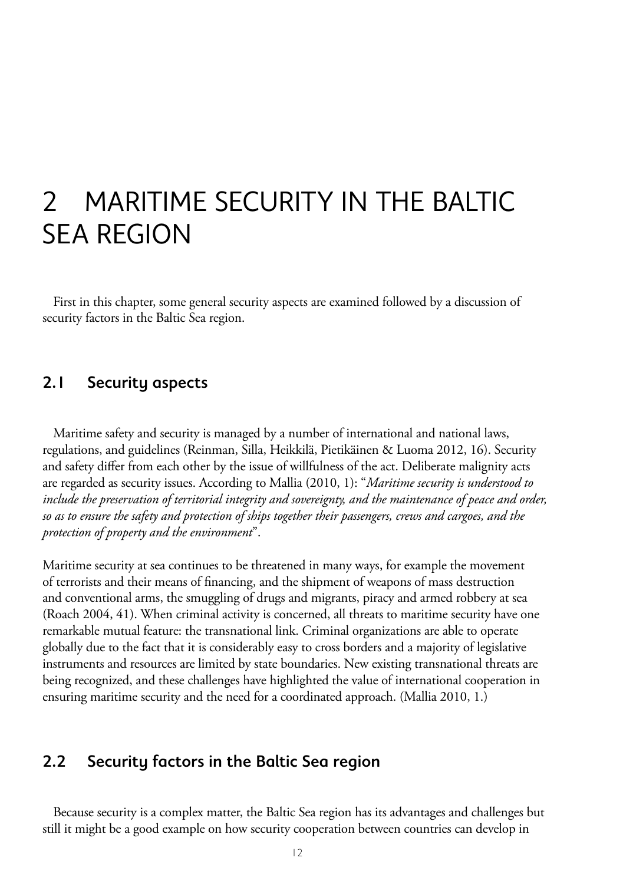# 2 MARITIME SECURITY IN THE BALTIC SEA REGION

First in this chapter, some general security aspects are examined followed by a discussion of security factors in the Baltic Sea region.

## 2.1 Security aspects

Maritime safety and security is managed by a number of international and national laws, regulations, and guidelines (Reinman, Silla, Heikkilä, Pietikäinen & Luoma 2012, 16). Security and safety differ from each other by the issue of willfulness of the act. Deliberate malignity acts are regarded as security issues. According to Mallia (2010, 1): "*Maritime security is understood to include the preservation of territorial integrity and sovereignty, and the maintenance of peace and order, so as to ensure the safety and protection of ships together their passengers, crews and cargoes, and the protection of property and the environment*".

Maritime security at sea continues to be threatened in many ways, for example the movement of terrorists and their means of financing, and the shipment of weapons of mass destruction and conventional arms, the smuggling of drugs and migrants, piracy and armed robbery at sea (Roach 2004, 41). When criminal activity is concerned, all threats to maritime security have one remarkable mutual feature: the transnational link. Criminal organizations are able to operate globally due to the fact that it is considerably easy to cross borders and a majority of legislative instruments and resources are limited by state boundaries. New existing transnational threats are being recognized, and these challenges have highlighted the value of international cooperation in ensuring maritime security and the need for a coordinated approach. (Mallia 2010, 1.)

## 2.2 Security factors in the Baltic Sea region

Because security is a complex matter, the Baltic Sea region has its advantages and challenges but still it might be a good example on how security cooperation between countries can develop in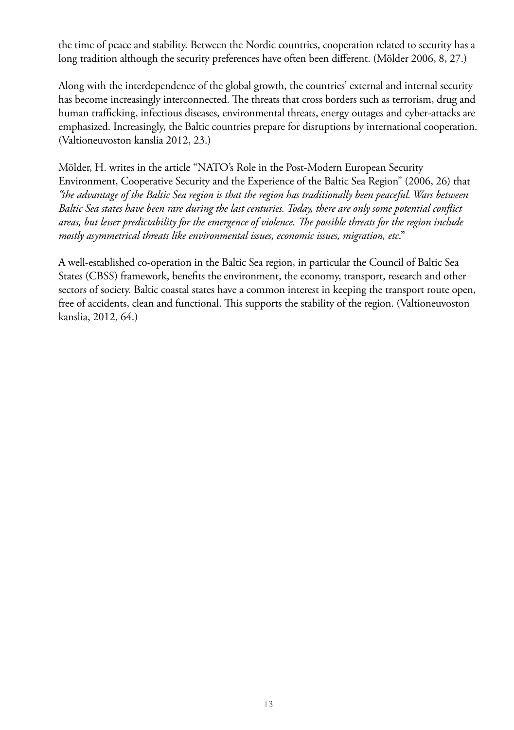the time of peace and stability. Between the Nordic countries, cooperation related to security has a long tradition although the security preferences have often been different. (Mölder 2006, 8, 27.)

Along with the interdependence of the global growth, the countries' external and internal security has become increasingly interconnected. The threats that cross borders such as terrorism, drug and human trafficking, infectious diseases, environmental threats, energy outages and cyber-attacks are emphasized. Increasingly, the Baltic countries prepare for disruptions by international cooperation. (Valtioneuvoston kanslia 2012, 23.)

Mölder, H. writes in the article "NATO's Role in the Post-Modern European Security Environment, Cooperative Security and the Experience of the Baltic Sea Region" (2006, 26) that *"the advantage of the Baltic Sea region is that the region has traditionally been peaceful. Wars between Baltic Sea states have been rare during the last centuries. Today, there are only some potential conflict areas, but lesser predictability for the emergence of violence. The possible threats for the region include mostly asymmetrical threats like environmental issues, economic issues, migration, etc*."

A well-established co-operation in the Baltic Sea region, in particular the Council of Baltic Sea States (CBSS) framework, benefits the environment, the economy, transport, research and other sectors of society. Baltic coastal states have a common interest in keeping the transport route open, free of accidents, clean and functional. This supports the stability of the region. (Valtioneuvoston kanslia, 2012, 64.)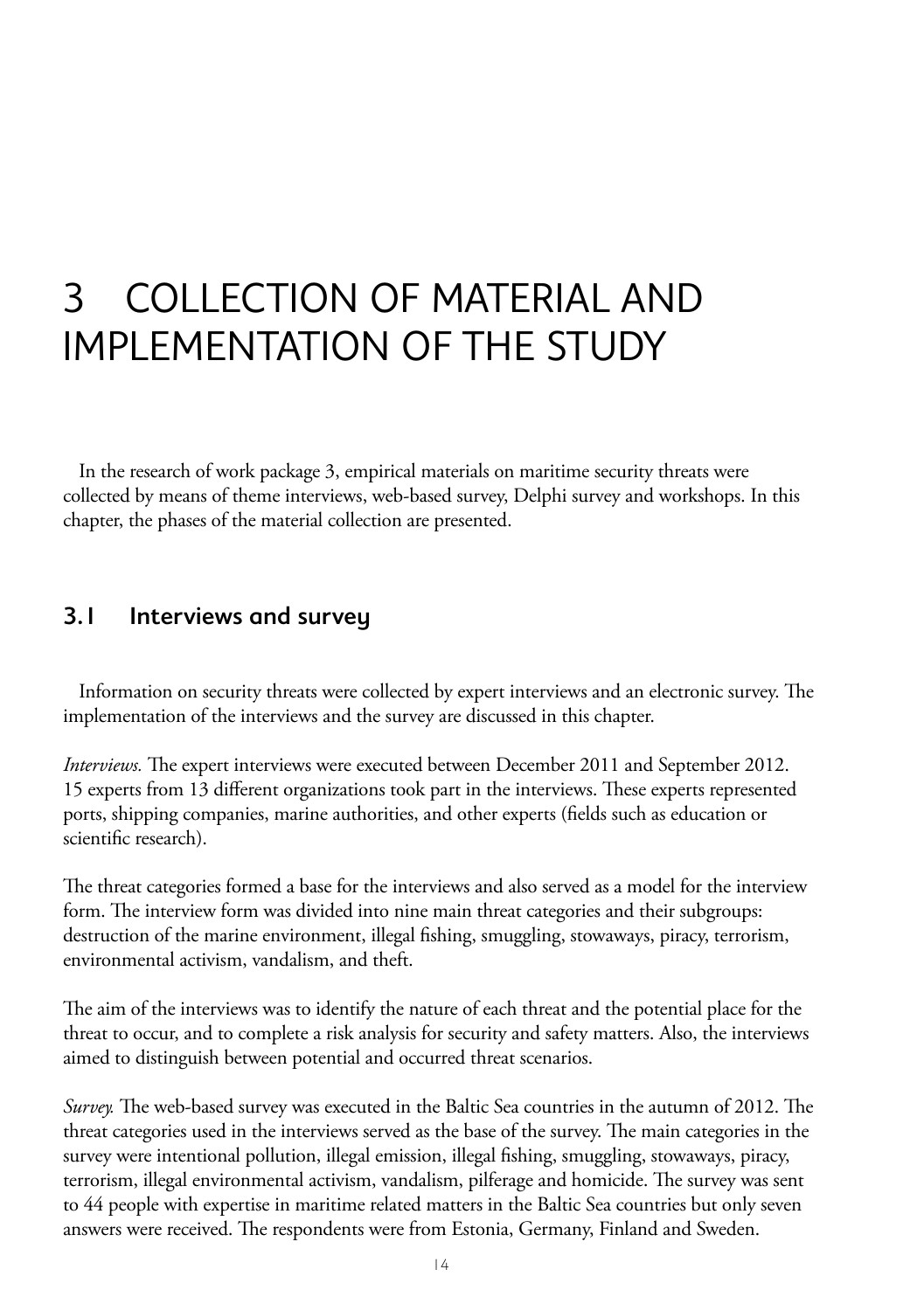# 3 COLLECTION OF MATERIAL AND IMPLEMENTATION OF THE STUDY

In the research of work package 3, empirical materials on maritime security threats were collected by means of theme interviews, web-based survey, Delphi survey and workshops. In this chapter, the phases of the material collection are presented.

## 3.1 Interviews and survey

Information on security threats were collected by expert interviews and an electronic survey. The implementation of the interviews and the survey are discussed in this chapter.

*Interviews.* The expert interviews were executed between December 2011 and September 2012. 15 experts from 13 different organizations took part in the interviews. These experts represented ports, shipping companies, marine authorities, and other experts (fields such as education or scientific research).

The threat categories formed a base for the interviews and also served as a model for the interview form. The interview form was divided into nine main threat categories and their subgroups: destruction of the marine environment, illegal fishing, smuggling, stowaways, piracy, terrorism, environmental activism, vandalism, and theft.

The aim of the interviews was to identify the nature of each threat and the potential place for the threat to occur, and to complete a risk analysis for security and safety matters. Also, the interviews aimed to distinguish between potential and occurred threat scenarios.

*Survey.* The web-based survey was executed in the Baltic Sea countries in the autumn of 2012. The threat categories used in the interviews served as the base of the survey. The main categories in the survey were intentional pollution, illegal emission, illegal fishing, smuggling, stowaways, piracy, terrorism, illegal environmental activism, vandalism, pilferage and homicide. The survey was sent to 44 people with expertise in maritime related matters in the Baltic Sea countries but only seven answers were received. The respondents were from Estonia, Germany, Finland and Sweden.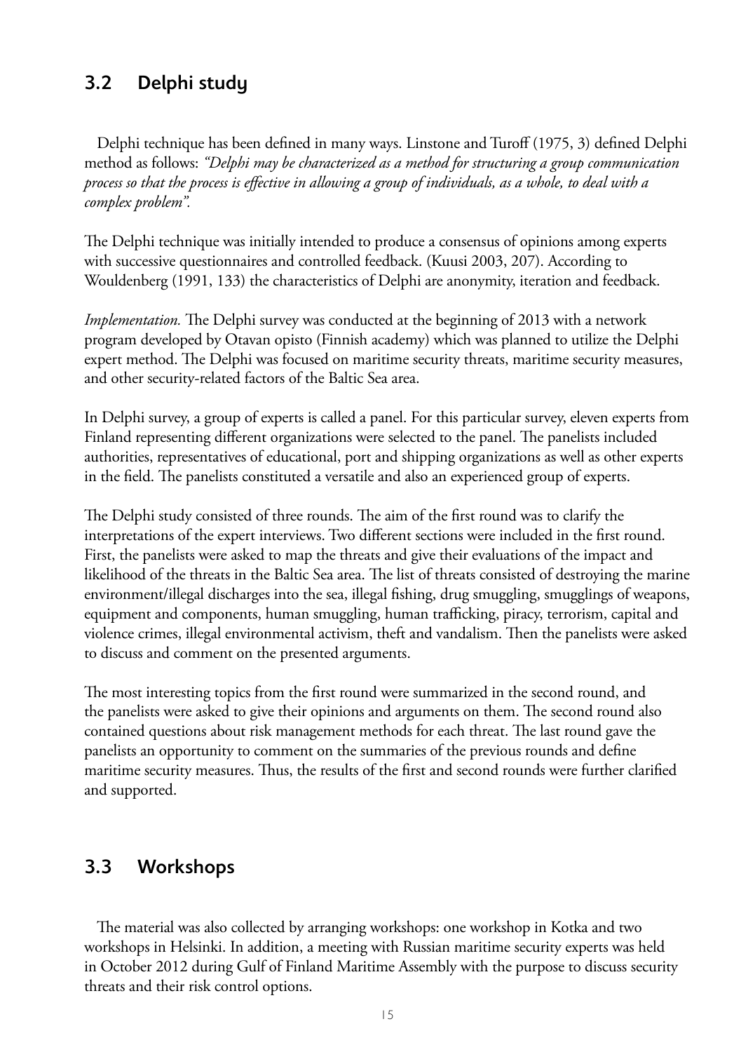## 3.2 Delphi study

Delphi technique has been defined in many ways. Linstone and Turoff (1975, 3) defined Delphi method as follows: *"Delphi may be characterized as a method for structuring a group communication process so that the process is effective in allowing a group of individuals, as a whole, to deal with a complex problem".*

The Delphi technique was initially intended to produce a consensus of opinions among experts with successive questionnaires and controlled feedback. (Kuusi 2003, 207). According to Wouldenberg (1991, 133) the characteristics of Delphi are anonymity, iteration and feedback.

*Implementation.* The Delphi survey was conducted at the beginning of 2013 with a network program developed by Otavan opisto (Finnish academy) which was planned to utilize the Delphi expert method. The Delphi was focused on maritime security threats, maritime security measures, and other security-related factors of the Baltic Sea area.

In Delphi survey, a group of experts is called a panel. For this particular survey, eleven experts from Finland representing different organizations were selected to the panel. The panelists included authorities, representatives of educational, port and shipping organizations as well as other experts in the field. The panelists constituted a versatile and also an experienced group of experts.

The Delphi study consisted of three rounds. The aim of the first round was to clarify the interpretations of the expert interviews. Two different sections were included in the first round. First, the panelists were asked to map the threats and give their evaluations of the impact and likelihood of the threats in the Baltic Sea area. The list of threats consisted of destroying the marine environment/illegal discharges into the sea, illegal fishing, drug smuggling, smugglings of weapons, equipment and components, human smuggling, human trafficking, piracy, terrorism, capital and violence crimes, illegal environmental activism, theft and vandalism. Then the panelists were asked to discuss and comment on the presented arguments.

The most interesting topics from the first round were summarized in the second round, and the panelists were asked to give their opinions and arguments on them. The second round also contained questions about risk management methods for each threat. The last round gave the panelists an opportunity to comment on the summaries of the previous rounds and define maritime security measures. Thus, the results of the first and second rounds were further clarified and supported.

## 3.3 Workshops

The material was also collected by arranging workshops: one workshop in Kotka and two workshops in Helsinki. In addition, a meeting with Russian maritime security experts was held in October 2012 during Gulf of Finland Maritime Assembly with the purpose to discuss security threats and their risk control options.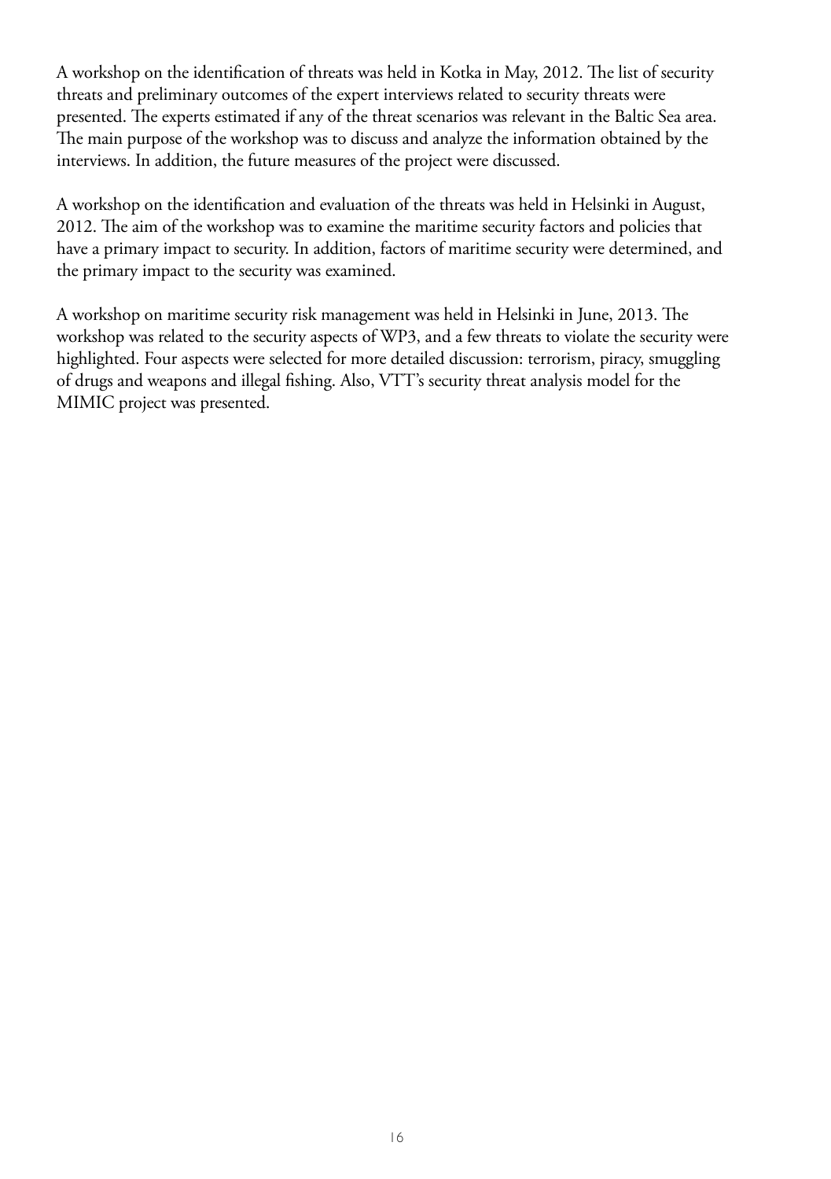A workshop on the identification of threats was held in Kotka in May, 2012. The list of security threats and preliminary outcomes of the expert interviews related to security threats were presented. The experts estimated if any of the threat scenarios was relevant in the Baltic Sea area. The main purpose of the workshop was to discuss and analyze the information obtained by the interviews. In addition, the future measures of the project were discussed.

A workshop on the identification and evaluation of the threats was held in Helsinki in August, 2012. The aim of the workshop was to examine the maritime security factors and policies that have a primary impact to security. In addition, factors of maritime security were determined, and the primary impact to the security was examined.

A workshop on maritime security risk management was held in Helsinki in June, 2013. The workshop was related to the security aspects of WP3, and a few threats to violate the security were highlighted. Four aspects were selected for more detailed discussion: terrorism, piracy, smuggling of drugs and weapons and illegal fishing. Also, VTT's security threat analysis model for the MIMIC project was presented.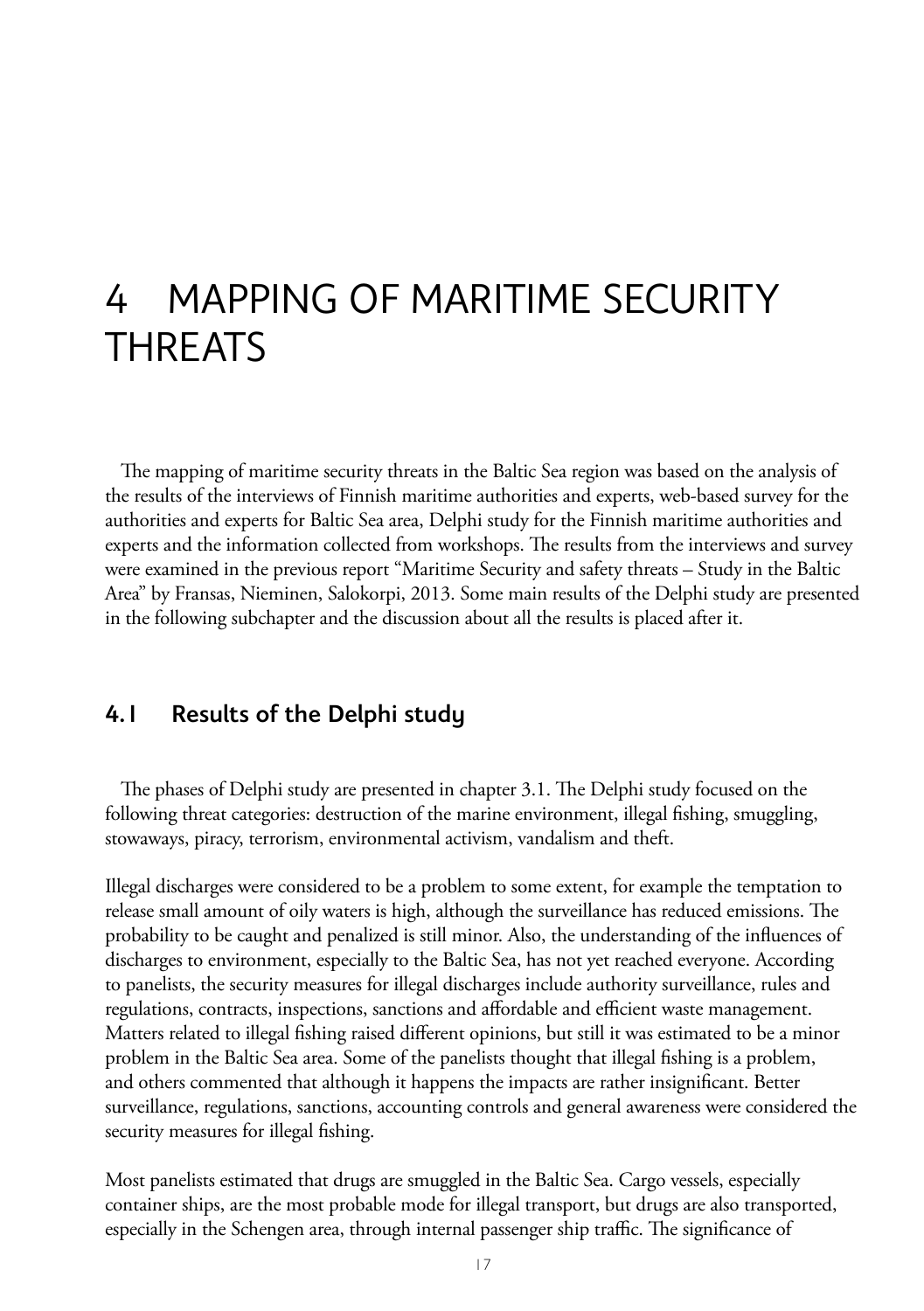# 4 MAPPING OF MARITIME SECURITY THREATS

The mapping of maritime security threats in the Baltic Sea region was based on the analysis of the results of the interviews of Finnish maritime authorities and experts, web-based survey for the authorities and experts for Baltic Sea area, Delphi study for the Finnish maritime authorities and experts and the information collected from workshops. The results from the interviews and survey were examined in the previous report "Maritime Security and safety threats – Study in the Baltic Area" by Fransas, Nieminen, Salokorpi, 2013. Some main results of the Delphi study are presented in the following subchapter and the discussion about all the results is placed after it.

## 4.1 Results of the Delphi study

The phases of Delphi study are presented in chapter 3.1. The Delphi study focused on the following threat categories: destruction of the marine environment, illegal fishing, smuggling, stowaways, piracy, terrorism, environmental activism, vandalism and theft.

Illegal discharges were considered to be a problem to some extent, for example the temptation to release small amount of oily waters is high, although the surveillance has reduced emissions. The probability to be caught and penalized is still minor. Also, the understanding of the influences of discharges to environment, especially to the Baltic Sea, has not yet reached everyone. According to panelists, the security measures for illegal discharges include authority surveillance, rules and regulations, contracts, inspections, sanctions and affordable and efficient waste management. Matters related to illegal fishing raised different opinions, but still it was estimated to be a minor problem in the Baltic Sea area. Some of the panelists thought that illegal fishing is a problem, and others commented that although it happens the impacts are rather insignificant. Better surveillance, regulations, sanctions, accounting controls and general awareness were considered the security measures for illegal fishing.

Most panelists estimated that drugs are smuggled in the Baltic Sea. Cargo vessels, especially container ships, are the most probable mode for illegal transport, but drugs are also transported, especially in the Schengen area, through internal passenger ship traffic. The significance of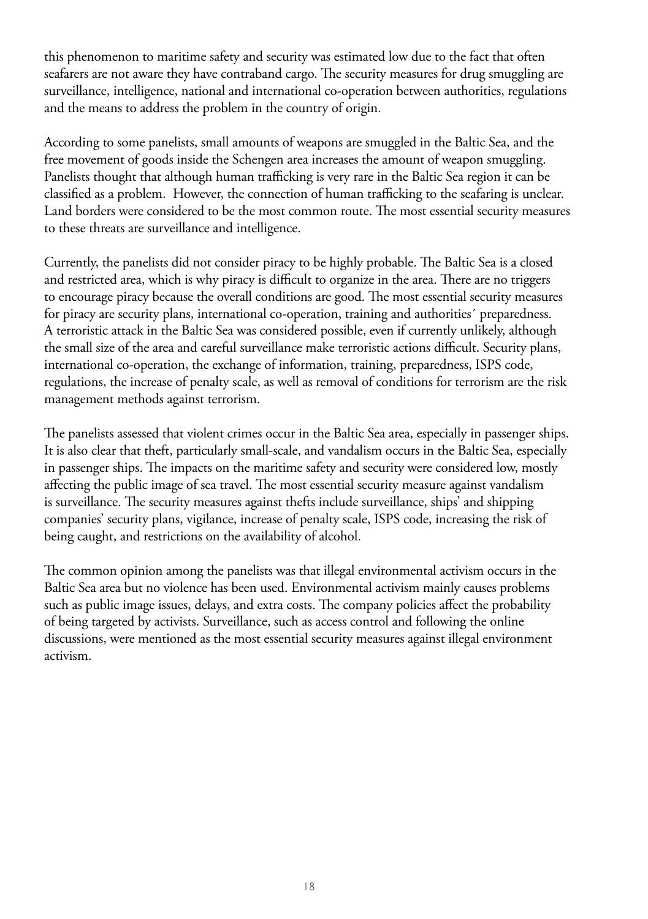this phenomenon to maritime safety and security was estimated low due to the fact that often seafarers are not aware they have contraband cargo. The security measures for drug smuggling are surveillance, intelligence, national and international co-operation between authorities, regulations and the means to address the problem in the country of origin.

According to some panelists, small amounts of weapons are smuggled in the Baltic Sea, and the free movement of goods inside the Schengen area increases the amount of weapon smuggling. Panelists thought that although human trafficking is very rare in the Baltic Sea region it can be classified as a problem. However, the connection of human trafficking to the seafaring is unclear. Land borders were considered to be the most common route. The most essential security measures to these threats are surveillance and intelligence.

Currently, the panelists did not consider piracy to be highly probable. The Baltic Sea is a closed and restricted area, which is why piracy is difficult to organize in the area. There are no triggers to encourage piracy because the overall conditions are good. The most essential security measures for piracy are security plans, international co-operation, training and authorities´ preparedness. A terroristic attack in the Baltic Sea was considered possible, even if currently unlikely, although the small size of the area and careful surveillance make terroristic actions difficult. Security plans, international co-operation, the exchange of information, training, preparedness, ISPS code, regulations, the increase of penalty scale, as well as removal of conditions for terrorism are the risk management methods against terrorism.

The panelists assessed that violent crimes occur in the Baltic Sea area, especially in passenger ships. It is also clear that theft, particularly small-scale, and vandalism occurs in the Baltic Sea, especially in passenger ships. The impacts on the maritime safety and security were considered low, mostly affecting the public image of sea travel. The most essential security measure against vandalism is surveillance. The security measures against thefts include surveillance, ships' and shipping companies' security plans, vigilance, increase of penalty scale, ISPS code, increasing the risk of being caught, and restrictions on the availability of alcohol.

The common opinion among the panelists was that illegal environmental activism occurs in the Baltic Sea area but no violence has been used. Environmental activism mainly causes problems such as public image issues, delays, and extra costs. The company policies affect the probability of being targeted by activists. Surveillance, such as access control and following the online discussions, were mentioned as the most essential security measures against illegal environment activism.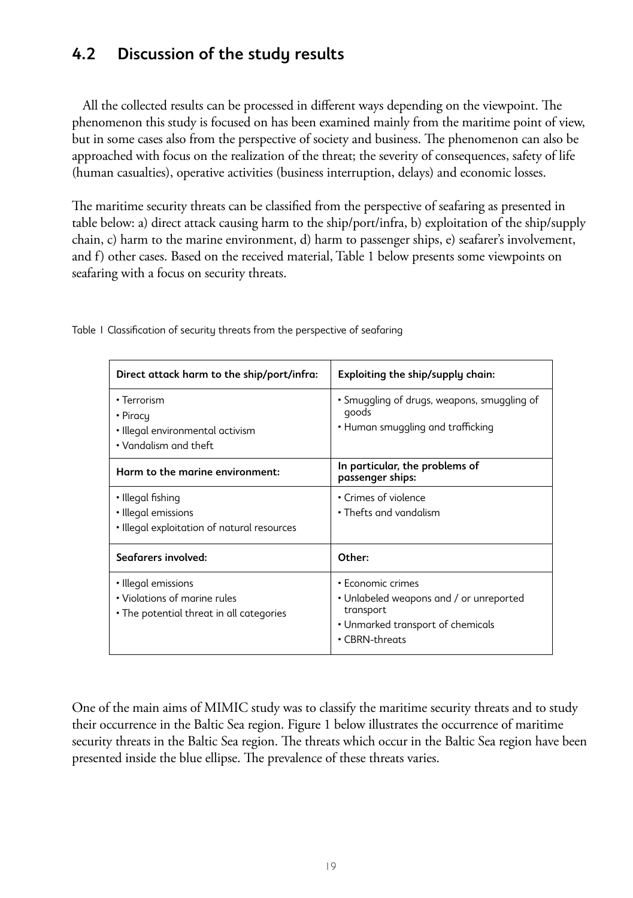## 4.2 Discussion of the study results

All the collected results can be processed in different ways depending on the viewpoint. The phenomenon this study is focused on has been examined mainly from the maritime point of view, but in some cases also from the perspective of society and business. The phenomenon can also be approached with focus on the realization of the threat; the severity of consequences, safety of life (human casualties), operative activities (business interruption, delays) and economic losses.

The maritime security threats can be classified from the perspective of seafaring as presented in table below: a) direct attack causing harm to the ship/port/infra, b) exploitation of the ship/supply chain, c) harm to the marine environment, d) harm to passenger ships, e) seafarer's involvement, and f) other cases. Based on the received material, Table 1 below presents some viewpoints on seafaring with a focus on security threats.

Table 1 Classification of security threats from the perspective of seafaring

| **Direct attack harm to the ship/port/infra:** | **Exploiting the ship/supply chain:** |
|---|---|
| • Terrorism<br>• Piracy<br>• Illegal environmental activism<br>• Vandalism and theft | • Smuggling of drugs, weapons, smuggling of goods<br>• Human smuggling and trafficking |
| **Harm to the marine environment:** | **In particular, the problems of passenger ships:** |
| • Illegal fishing<br>• Illegal emissions<br>• Illegal exploitation of natural resources | • Crimes of violence<br>• Thefts and vandalism |
| **Seafarers involved:** | **Other:** |
| • Illegal emissions<br>• Violations of marine rules<br>• The potential threat in all categories | • Economic crimes<br>• Unlabeled weapons and / or unreported transport<br>• Unmarked transport of chemicals<br>• CBRN-threats |

One of the main aims of MIMIC study was to classify the maritime security threats and to study their occurrence in the Baltic Sea region. Figure 1 below illustrates the occurrence of maritime security threats in the Baltic Sea region. The threats which occur in the Baltic Sea region have been presented inside the blue ellipse. The prevalence of these threats varies.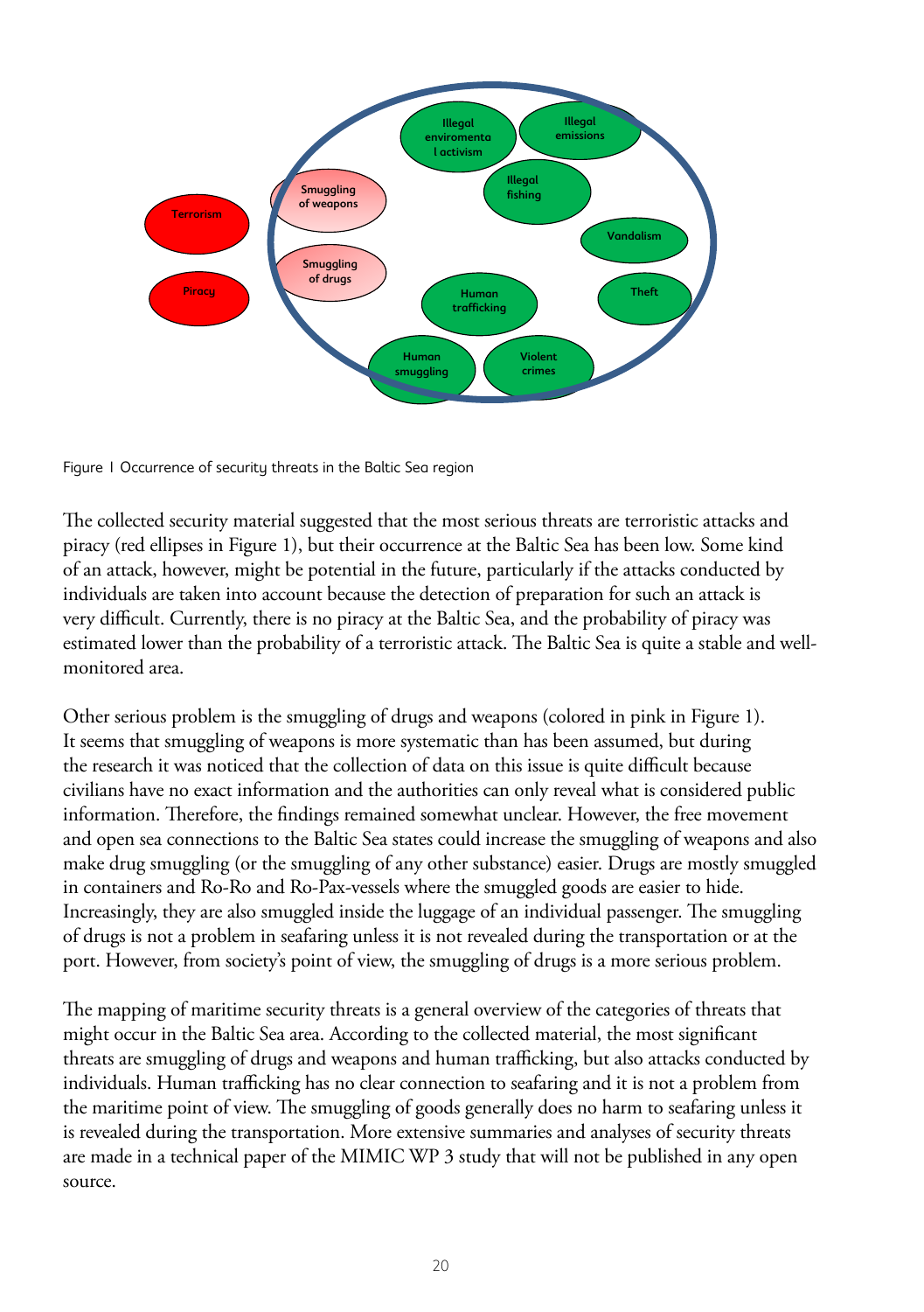Figure 1 Occurrence of security threats in the Baltic Sea region

The collected security material suggested that the most serious threats are terroristic attacks and piracy (red ellipses in Figure 1), but their occurrence at the Baltic Sea has been low. Some kind of an attack, however, might be potential in the future, particularly if the attacks conducted by individuals are taken into account because the detection of preparation for such an attack is very difficult. Currently, there is no piracy at the Baltic Sea, and the probability of piracy was estimated lower than the probability of a terroristic attack. The Baltic Sea is quite a stable and well-monitored area.

Other serious problem is the smuggling of drugs and weapons (colored in pink in Figure 1). It seems that smuggling of weapons is more systematic than has been assumed, but during the research it was noticed that the collection of data on this issue is quite difficult because civilians have no exact information and the authorities can only reveal what is considered public information. Therefore, the findings remained somewhat unclear. However, the free movement and open sea connections to the Baltic Sea states could increase the smuggling of weapons and also make drug smuggling (or the smuggling of any other substance) easier. Drugs are mostly smuggled in containers and Ro-Ro and Ro-Pax-vessels where the smuggled goods are easier to hide. Increasingly, they are also smuggled inside the luggage of an individual passenger. The smuggling of drugs is not a problem in seafaring unless it is not revealed during the transportation or at the port. However, from society's point of view, the smuggling of drugs is a more serious problem.

The mapping of maritime security threats is a general overview of the categories of threats that might occur in the Baltic Sea area. According to the collected material, the most significant threats are smuggling of drugs and weapons and human trafficking, but also attacks conducted by individuals. Human trafficking has no clear connection to seafaring and it is not a problem from the maritime point of view. The smuggling of goods generally does no harm to seafaring unless it is revealed during the transportation. More extensive summaries and analyses of security threats are made in a technical paper of the MIMIC WP 3 study that will not be published in any open source.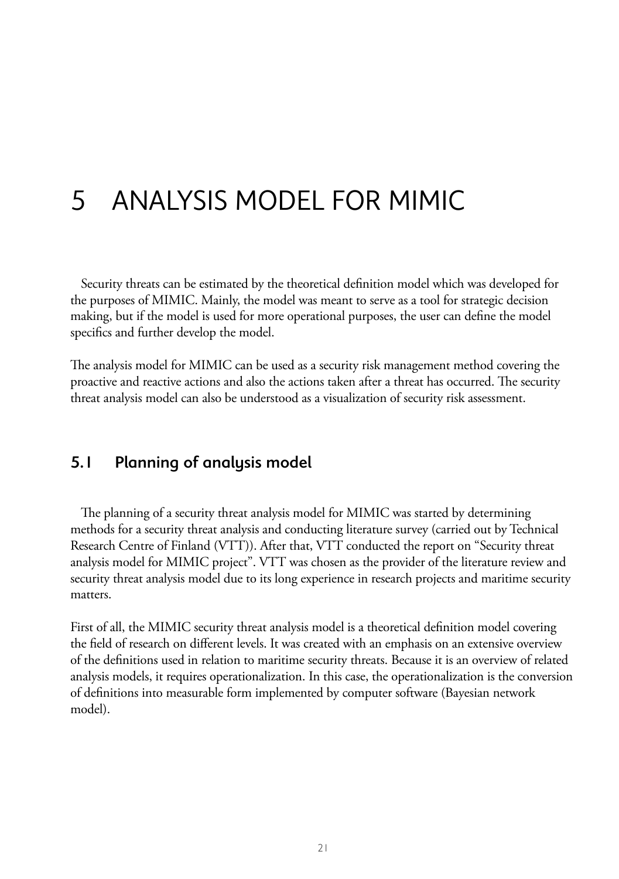# 5 ANALYSIS MODEL FOR MIMIC

Security threats can be estimated by the theoretical definition model which was developed for the purposes of MIMIC. Mainly, the model was meant to serve as a tool for strategic decision making, but if the model is used for more operational purposes, the user can define the model specifics and further develop the model.

The analysis model for MIMIC can be used as a security risk management method covering the proactive and reactive actions and also the actions taken after a threat has occurred. The security threat analysis model can also be understood as a visualization of security risk assessment.

## 5.1 Planning of analysis model

The planning of a security threat analysis model for MIMIC was started by determining methods for a security threat analysis and conducting literature survey (carried out by Technical Research Centre of Finland (VTT)). After that, VTT conducted the report on "Security threat analysis model for MIMIC project". VTT was chosen as the provider of the literature review and security threat analysis model due to its long experience in research projects and maritime security matters.

First of all, the MIMIC security threat analysis model is a theoretical definition model covering the field of research on different levels. It was created with an emphasis on an extensive overview of the definitions used in relation to maritime security threats. Because it is an overview of related analysis models, it requires operationalization. In this case, the operationalization is the conversion of definitions into measurable form implemented by computer software (Bayesian network model).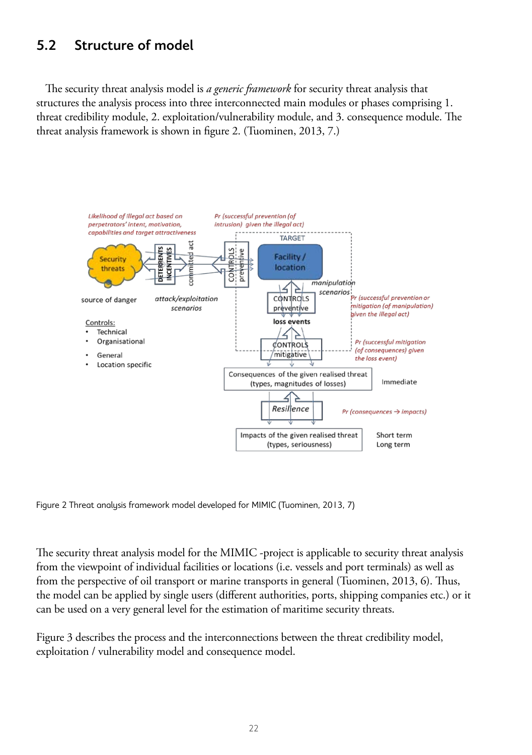## 5.2 Structure of model

The security threat analysis model is *a generic framework* for security threat analysis that structures the analysis process into three interconnected main modules or phases comprising 1. threat credibility module, 2. exploitation/vulnerability module, and 3. consequence module. The threat analysis framework is shown in figure 2. (Tuominen, 2013, 7.)

Figure 2 Threat analysis framework model developed for MIMIC (Tuominen, 2013, 7)

The security threat analysis model for the MIMIC -project is applicable to security threat analysis from the viewpoint of individual facilities or locations (i.e. vessels and port terminals) as well as from the perspective of oil transport or marine transports in general (Tuominen, 2013, 6). Thus, the model can be applied by single users (different authorities, ports, shipping companies etc.) or it can be used on a very general level for the estimation of maritime security threats.

Figure 3 describes the process and the interconnections between the threat credibility model, exploitation / vulnerability model and consequence model.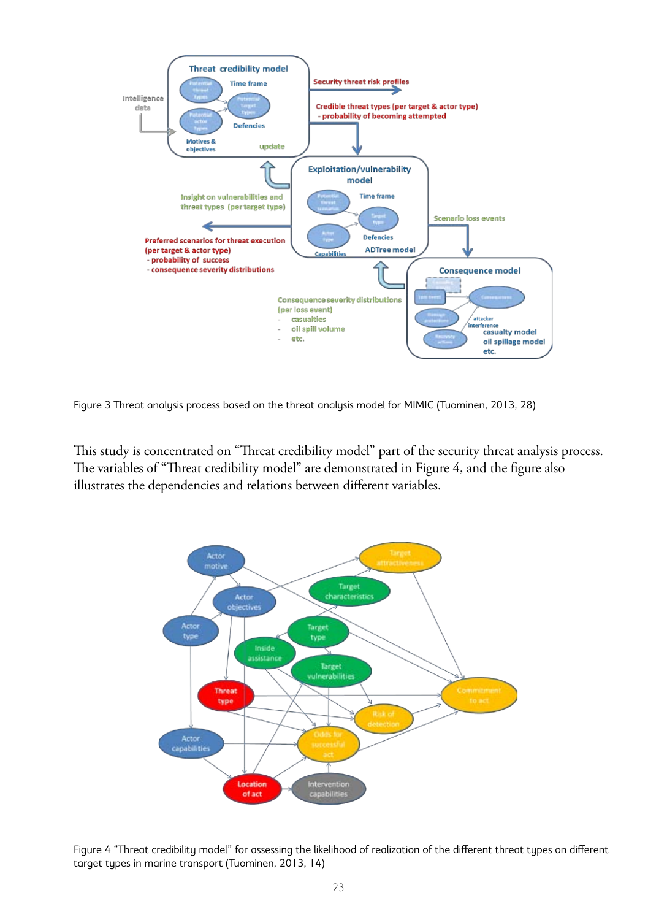Figure 3 Threat analysis process based on the threat analysis model for MIMIC (Tuominen, 2013, 28)

This study is concentrated on "Threat credibility model" part of the security threat analysis process. The variables of "Threat credibility model" are demonstrated in Figure 4, and the figure also illustrates the dependencies and relations between different variables.

Figure 4 "Threat credibility model" for assessing the likelihood of realization of the different threat types on different target types in marine transport (Tuominen, 2013, 14)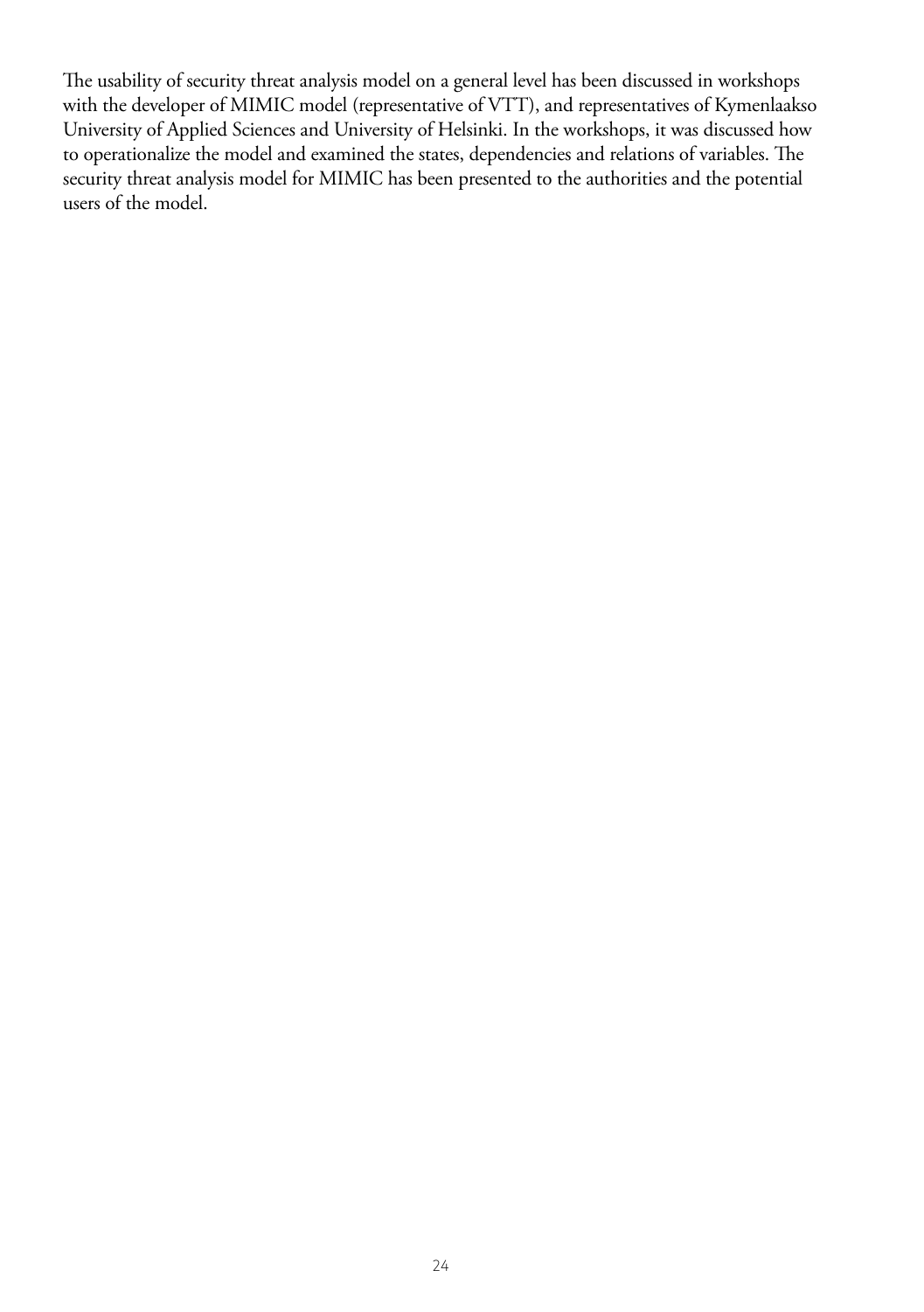The usability of security threat analysis model on a general level has been discussed in workshops with the developer of MIMIC model (representative of VTT), and representatives of Kymenlaakso University of Applied Sciences and University of Helsinki. In the workshops, it was discussed how to operationalize the model and examined the states, dependencies and relations of variables. The security threat analysis model for MIMIC has been presented to the authorities and the potential users of the model.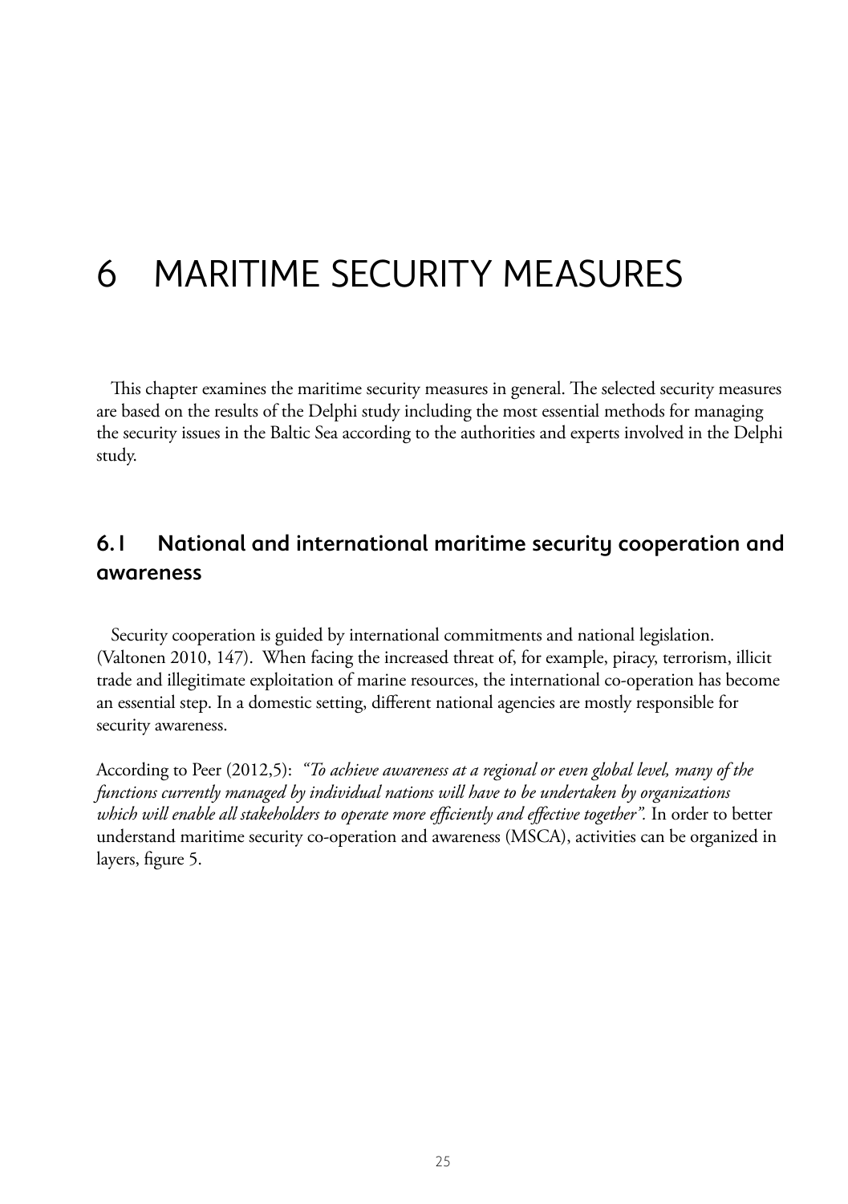# 6 MARITIME SECURITY MEASURES

This chapter examines the maritime security measures in general. The selected security measures are based on the results of the Delphi study including the most essential methods for managing the security issues in the Baltic Sea according to the authorities and experts involved in the Delphi study.

## 6.1 National and international maritime security cooperation and awareness

Security cooperation is guided by international commitments and national legislation. (Valtonen 2010, 147). When facing the increased threat of, for example, piracy, terrorism, illicit trade and illegitimate exploitation of marine resources, the international co-operation has become an essential step. In a domestic setting, different national agencies are mostly responsible for security awareness.

According to Peer (2012,5): *"To achieve awareness at a regional or even global level, many of the functions currently managed by individual nations will have to be undertaken by organizations which will enable all stakeholders to operate more efficiently and effective together".* In order to better understand maritime security co-operation and awareness (MSCA), activities can be organized in layers, figure 5.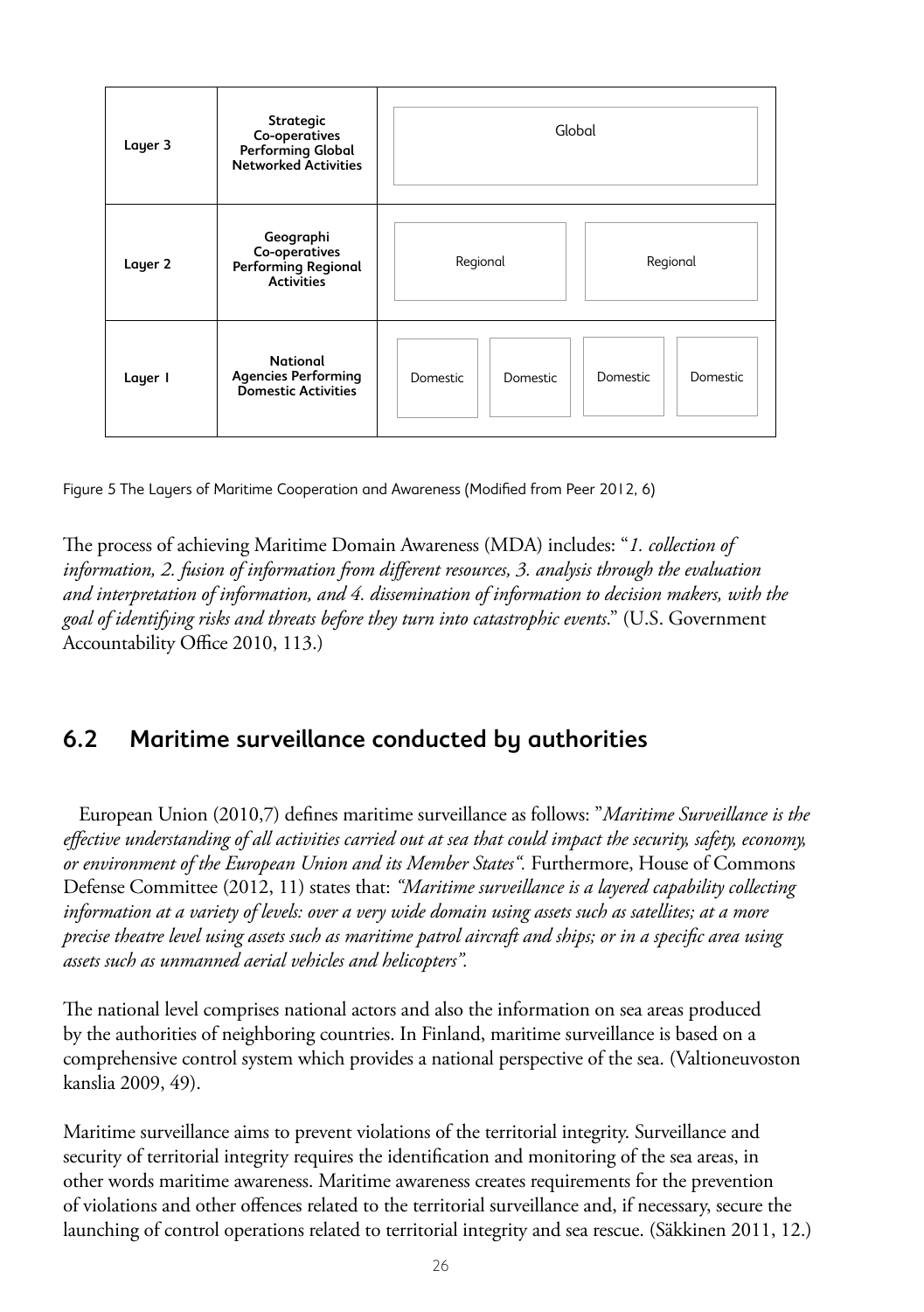| | | | | | |
|---|---|---|---|---|---|
| Layer 3 | **Strategic Co-operatives Performing Global Networked Activities** | Global | | | |
| Layer 2 | **Geographi Co-operatives Performing Regional Activities** | Regional | | Regional | |
| Layer 1 | **National Agencies Performing Domestic Activities** | Domestic | Domestic | Domestic | Domestic |

Figure 5 The Layers of Maritime Cooperation and Awareness (Modified from Peer 2012, 6)

The process of achieving Maritime Domain Awareness (MDA) includes: "*1. collection of information, 2. fusion of information from different resources, 3. analysis through the evaluation and interpretation of information, and 4. dissemination of information to decision makers, with the goal of identifying risks and threats before they turn into catastrophic events*." (U.S. Government Accountability Office 2010, 113.)

## 6.2 Maritime surveillance conducted by authorities

European Union (2010,7) defines maritime surveillance as follows: "*Maritime Surveillance is the effective understanding of all activities carried out at sea that could impact the security, safety, economy, or environment of the European Union and its Member States"*. Furthermore, House of Commons Defense Committee (2012, 11) states that: *"Maritime surveillance is a layered capability collecting information at a variety of levels: over a very wide domain using assets such as satellites; at a more precise theatre level using assets such as maritime patrol aircraft and ships; or in a specific area using assets such as unmanned aerial vehicles and helicopters".*

The national level comprises national actors and also the information on sea areas produced by the authorities of neighboring countries. In Finland, maritime surveillance is based on a comprehensive control system which provides a national perspective of the sea. (Valtioneuvoston kanslia 2009, 49).

Maritime surveillance aims to prevent violations of the territorial integrity. Surveillance and security of territorial integrity requires the identification and monitoring of the sea areas, in other words maritime awareness. Maritime awareness creates requirements for the prevention of violations and other offences related to the territorial surveillance and, if necessary, secure the launching of control operations related to territorial integrity and sea rescue. (Säkkinen 2011, 12.)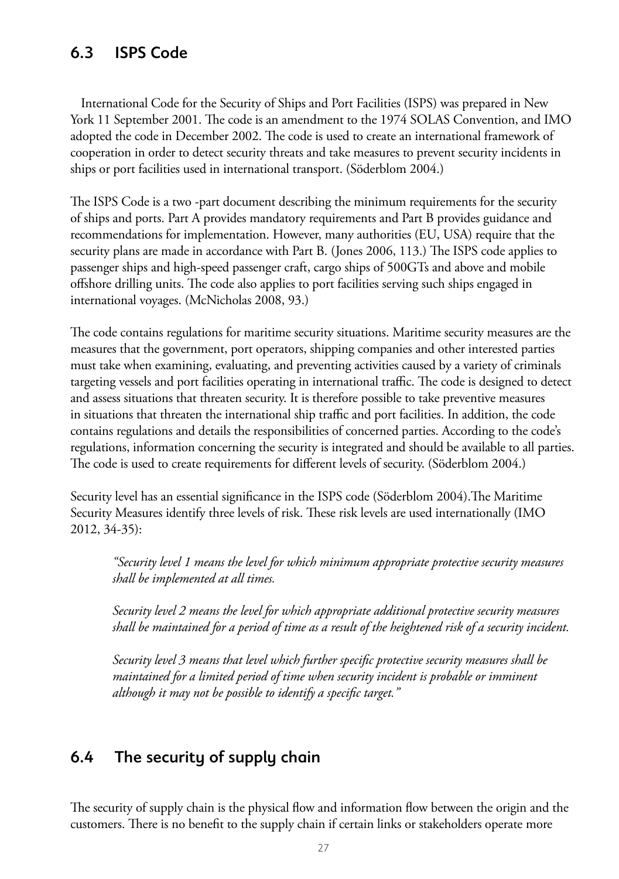## 6.3 ISPS Code

International Code for the Security of Ships and Port Facilities (ISPS) was prepared in New York 11 September 2001. The code is an amendment to the 1974 SOLAS Convention, and IMO adopted the code in December 2002. The code is used to create an international framework of cooperation in order to detect security threats and take measures to prevent security incidents in ships or port facilities used in international transport. (Söderblom 2004.)

The ISPS Code is a two -part document describing the minimum requirements for the security of ships and ports. Part A provides mandatory requirements and Part B provides guidance and recommendations for implementation. However, many authorities (EU, USA) require that the security plans are made in accordance with Part B. (Jones 2006, 113.) The ISPS code applies to passenger ships and high-speed passenger craft, cargo ships of 500GTs and above and mobile offshore drilling units. The code also applies to port facilities serving such ships engaged in international voyages. (McNicholas 2008, 93.)

The code contains regulations for maritime security situations. Maritime security measures are the measures that the government, port operators, shipping companies and other interested parties must take when examining, evaluating, and preventing activities caused by a variety of criminals targeting vessels and port facilities operating in international traffic. The code is designed to detect and assess situations that threaten security. It is therefore possible to take preventive measures in situations that threaten the international ship traffic and port facilities. In addition, the code contains regulations and details the responsibilities of concerned parties. According to the code's regulations, information concerning the security is integrated and should be available to all parties. The code is used to create requirements for different levels of security. (Söderblom 2004.)

Security level has an essential significance in the ISPS code (Söderblom 2004).The Maritime Security Measures identify three levels of risk. These risk levels are used internationally (IMO 2012, 34-35):

> *"Security level 1 means the level for which minimum appropriate protective security measures shall be implemented at all times.*
>
> *Security level 2 means the level for which appropriate additional protective security measures shall be maintained for a period of time as a result of the heightened risk of a security incident.*
>
> *Security level 3 means that level which further specific protective security measures shall be maintained for a limited period of time when security incident is probable or imminent although it may not be possible to identify a specific target."*

## 6.4 The security of supply chain

The security of supply chain is the physical flow and information flow between the origin and the customers. There is no benefit to the supply chain if certain links or stakeholders operate more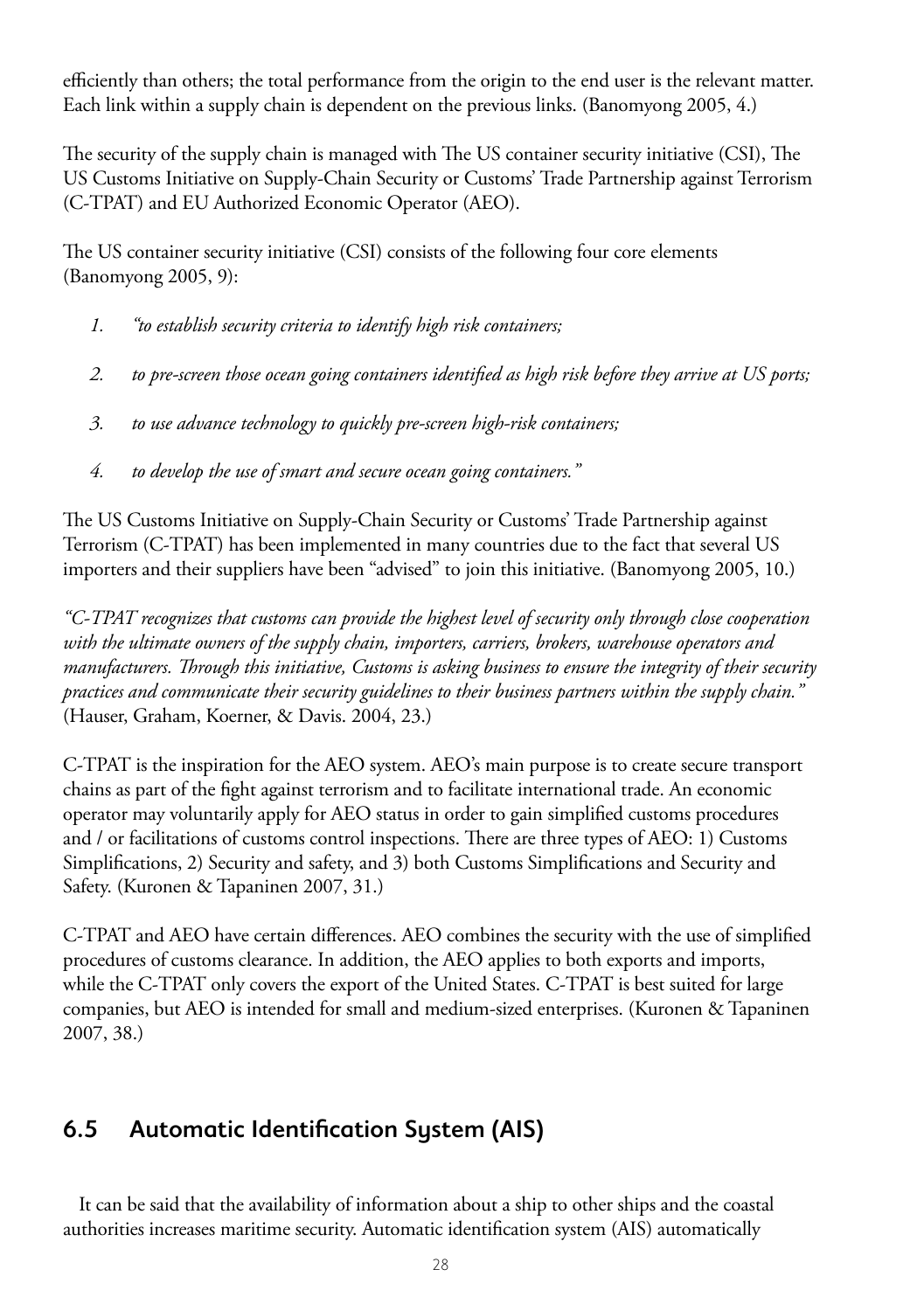efficiently than others; the total performance from the origin to the end user is the relevant matter. Each link within a supply chain is dependent on the previous links. (Banomyong 2005, 4.)

The security of the supply chain is managed with The US container security initiative (CSI), The US Customs Initiative on Supply-Chain Security or Customs' Trade Partnership against Terrorism (C-TPAT) and EU Authorized Economic Operator (AEO).

The US container security initiative (CSI) consists of the following four core elements (Banomyong 2005, 9):

1. *"to establish security criteria to identify high risk containers;*
2. *to pre-screen those ocean going containers identified as high risk before they arrive at US ports;*
3. *to use advance technology to quickly pre-screen high-risk containers;*
4. *to develop the use of smart and secure ocean going containers."*

The US Customs Initiative on Supply-Chain Security or Customs' Trade Partnership against Terrorism (C-TPAT) has been implemented in many countries due to the fact that several US importers and their suppliers have been "advised" to join this initiative. (Banomyong 2005, 10.)

*"C-TPAT recognizes that customs can provide the highest level of security only through close cooperation with the ultimate owners of the supply chain, importers, carriers, brokers, warehouse operators and manufacturers. Through this initiative, Customs is asking business to ensure the integrity of their security practices and communicate their security guidelines to their business partners within the supply chain."* (Hauser, Graham, Koerner, & Davis. 2004, 23.)

C-TPAT is the inspiration for the AEO system. AEO's main purpose is to create secure transport chains as part of the fight against terrorism and to facilitate international trade. An economic operator may voluntarily apply for AEO status in order to gain simplified customs procedures and / or facilitations of customs control inspections. There are three types of AEO: 1) Customs Simplifications, 2) Security and safety, and 3) both Customs Simplifications and Security and Safety. (Kuronen & Tapaninen 2007, 31.)

C-TPAT and AEO have certain differences. AEO combines the security with the use of simplified procedures of customs clearance. In addition, the AEO applies to both exports and imports, while the C-TPAT only covers the export of the United States. C-TPAT is best suited for large companies, but AEO is intended for small and medium-sized enterprises. (Kuronen & Tapaninen 2007, 38.)

## 6.5 Automatic Identification System (AIS)

It can be said that the availability of information about a ship to other ships and the coastal authorities increases maritime security. Automatic identification system (AIS) automatically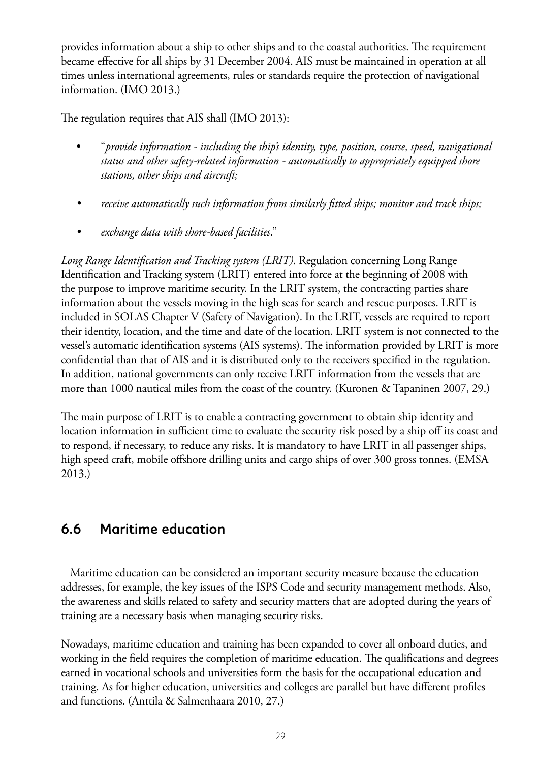provides information about a ship to other ships and to the coastal authorities. The requirement became effective for all ships by 31 December 2004. AIS must be maintained in operation at all times unless international agreements, rules or standards require the protection of navigational information. (IMO 2013.)

The regulation requires that AIS shall (IMO 2013):

- "*provide information - including the ship's identity, type, position, course, speed, navigational status and other safety-related information - automatically to appropriately equipped shore stations, other ships and aircraft;*
- *receive automatically such information from similarly fitted ships; monitor and track ships;*
- *exchange data with shore-based facilities*."

*Long Range Identification and Tracking system (LRIT).* Regulation concerning Long Range Identification and Tracking system (LRIT) entered into force at the beginning of 2008 with the purpose to improve maritime security. In the LRIT system, the contracting parties share information about the vessels moving in the high seas for search and rescue purposes. LRIT is included in SOLAS Chapter V (Safety of Navigation). In the LRIT, vessels are required to report their identity, location, and the time and date of the location. LRIT system is not connected to the vessel's automatic identification systems (AIS systems). The information provided by LRIT is more confidential than that of AIS and it is distributed only to the receivers specified in the regulation. In addition, national governments can only receive LRIT information from the vessels that are more than 1000 nautical miles from the coast of the country. (Kuronen & Tapaninen 2007, 29.)

The main purpose of LRIT is to enable a contracting government to obtain ship identity and location information in sufficient time to evaluate the security risk posed by a ship off its coast and to respond, if necessary, to reduce any risks. It is mandatory to have LRIT in all passenger ships, high speed craft, mobile offshore drilling units and cargo ships of over 300 gross tonnes. (EMSA 2013.)

## 6.6 Maritime education

Maritime education can be considered an important security measure because the education addresses, for example, the key issues of the ISPS Code and security management methods. Also, the awareness and skills related to safety and security matters that are adopted during the years of training are a necessary basis when managing security risks.

Nowadays, maritime education and training has been expanded to cover all onboard duties, and working in the field requires the completion of maritime education. The qualifications and degrees earned in vocational schools and universities form the basis for the occupational education and training. As for higher education, universities and colleges are parallel but have different profiles and functions. (Anttila & Salmenhaara 2010, 27.)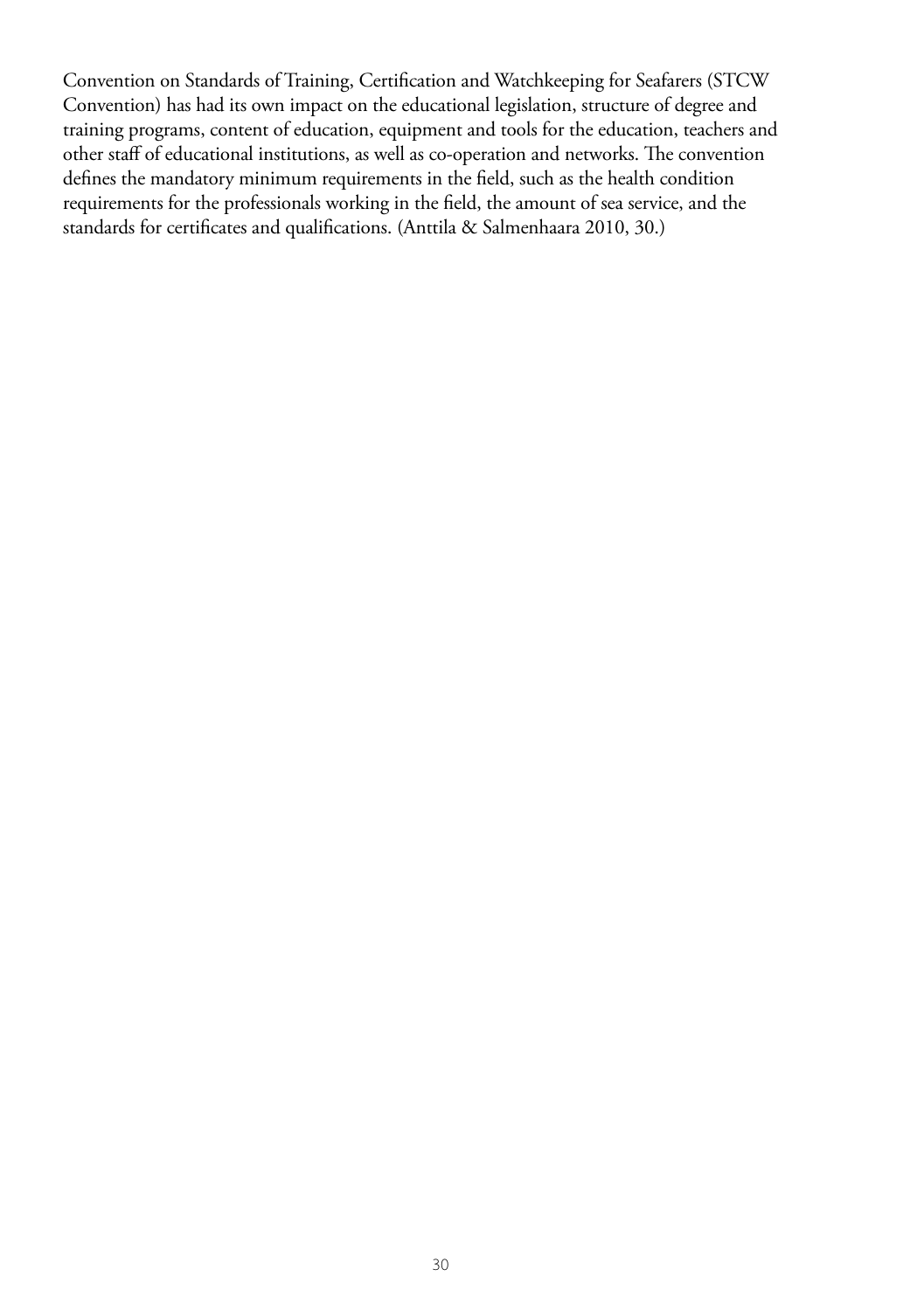Convention on Standards of Training, Certification and Watchkeeping for Seafarers (STCW Convention) has had its own impact on the educational legislation, structure of degree and training programs, content of education, equipment and tools for the education, teachers and other staff of educational institutions, as well as co-operation and networks. The convention defines the mandatory minimum requirements in the field, such as the health condition requirements for the professionals working in the field, the amount of sea service, and the standards for certificates and qualifications. (Anttila & Salmenhaara 2010, 30.)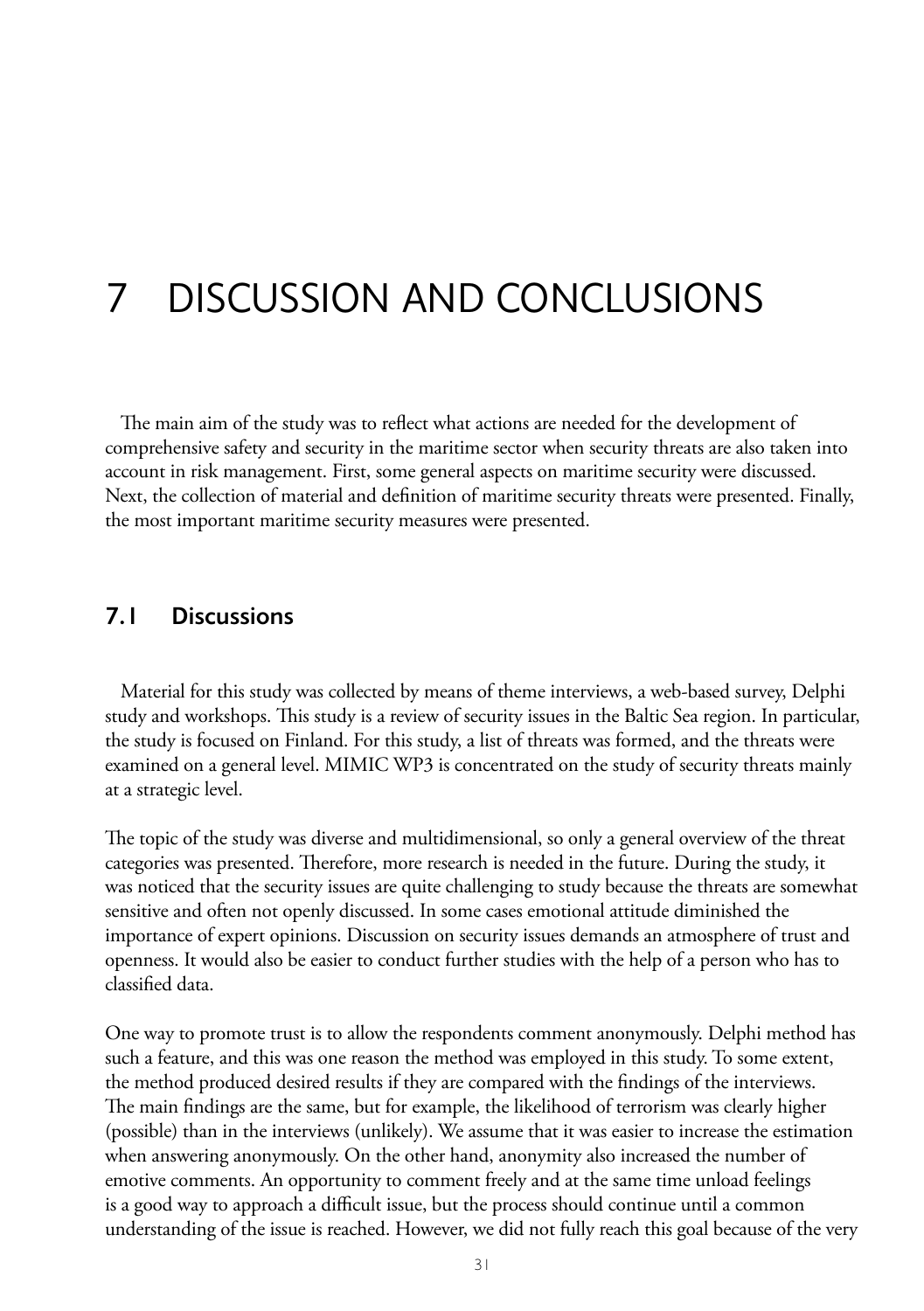# 7 DISCUSSION AND CONCLUSIONS

The main aim of the study was to reflect what actions are needed for the development of comprehensive safety and security in the maritime sector when security threats are also taken into account in risk management. First, some general aspects on maritime security were discussed. Next, the collection of material and definition of maritime security threats were presented. Finally, the most important maritime security measures were presented.

## 7.1 Discussions

Material for this study was collected by means of theme interviews, a web-based survey, Delphi study and workshops. This study is a review of security issues in the Baltic Sea region. In particular, the study is focused on Finland. For this study, a list of threats was formed, and the threats were examined on a general level. MIMIC WP3 is concentrated on the study of security threats mainly at a strategic level.

The topic of the study was diverse and multidimensional, so only a general overview of the threat categories was presented. Therefore, more research is needed in the future. During the study, it was noticed that the security issues are quite challenging to study because the threats are somewhat sensitive and often not openly discussed. In some cases emotional attitude diminished the importance of expert opinions. Discussion on security issues demands an atmosphere of trust and openness. It would also be easier to conduct further studies with the help of a person who has to classified data.

One way to promote trust is to allow the respondents comment anonymously. Delphi method has such a feature, and this was one reason the method was employed in this study. To some extent, the method produced desired results if they are compared with the findings of the interviews. The main findings are the same, but for example, the likelihood of terrorism was clearly higher (possible) than in the interviews (unlikely). We assume that it was easier to increase the estimation when answering anonymously. On the other hand, anonymity also increased the number of emotive comments. An opportunity to comment freely and at the same time unload feelings is a good way to approach a difficult issue, but the process should continue until a common understanding of the issue is reached. However, we did not fully reach this goal because of the very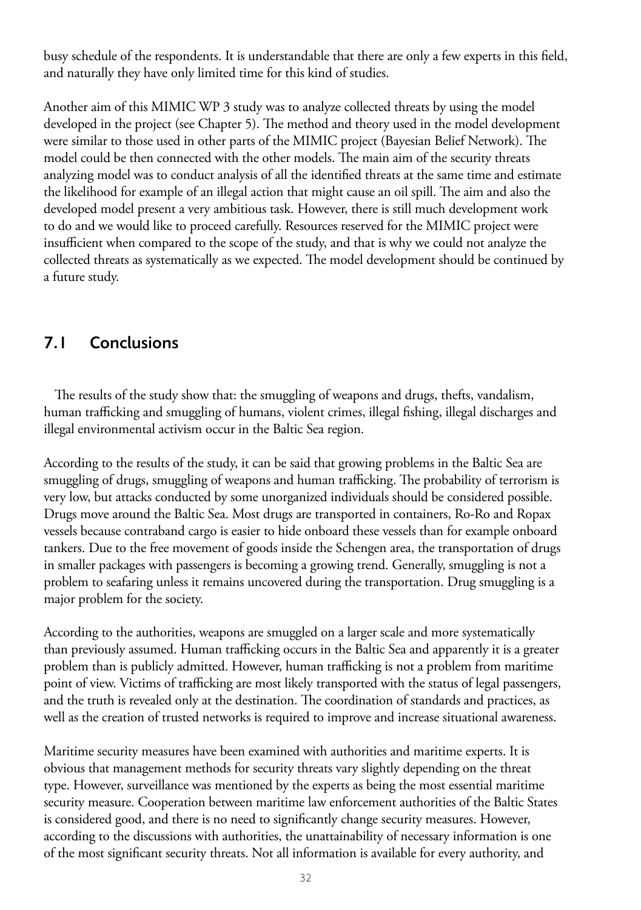busy schedule of the respondents. It is understandable that there are only a few experts in this field, and naturally they have only limited time for this kind of studies.

Another aim of this MIMIC WP 3 study was to analyze collected threats by using the model developed in the project (see Chapter 5). The method and theory used in the model development were similar to those used in other parts of the MIMIC project (Bayesian Belief Network). The model could be then connected with the other models. The main aim of the security threats analyzing model was to conduct analysis of all the identified threats at the same time and estimate the likelihood for example of an illegal action that might cause an oil spill. The aim and also the developed model present a very ambitious task. However, there is still much development work to do and we would like to proceed carefully. Resources reserved for the MIMIC project were insufficient when compared to the scope of the study, and that is why we could not analyze the collected threats as systematically as we expected. The model development should be continued by a future study.

## 7.1 Conclusions

The results of the study show that: the smuggling of weapons and drugs, thefts, vandalism, human trafficking and smuggling of humans, violent crimes, illegal fishing, illegal discharges and illegal environmental activism occur in the Baltic Sea region.

According to the results of the study, it can be said that growing problems in the Baltic Sea are smuggling of drugs, smuggling of weapons and human trafficking. The probability of terrorism is very low, but attacks conducted by some unorganized individuals should be considered possible. Drugs move around the Baltic Sea. Most drugs are transported in containers, Ro-Ro and Ropax vessels because contraband cargo is easier to hide onboard these vessels than for example onboard tankers. Due to the free movement of goods inside the Schengen area, the transportation of drugs in smaller packages with passengers is becoming a growing trend. Generally, smuggling is not a problem to seafaring unless it remains uncovered during the transportation. Drug smuggling is a major problem for the society.

According to the authorities, weapons are smuggled on a larger scale and more systematically than previously assumed. Human trafficking occurs in the Baltic Sea and apparently it is a greater problem than is publicly admitted. However, human trafficking is not a problem from maritime point of view. Victims of trafficking are most likely transported with the status of legal passengers, and the truth is revealed only at the destination. The coordination of standards and practices, as well as the creation of trusted networks is required to improve and increase situational awareness.

Maritime security measures have been examined with authorities and maritime experts. It is obvious that management methods for security threats vary slightly depending on the threat type. However, surveillance was mentioned by the experts as being the most essential maritime security measure. Cooperation between maritime law enforcement authorities of the Baltic States is considered good, and there is no need to significantly change security measures. However, according to the discussions with authorities, the unattainability of necessary information is one of the most significant security threats. Not all information is available for every authority, and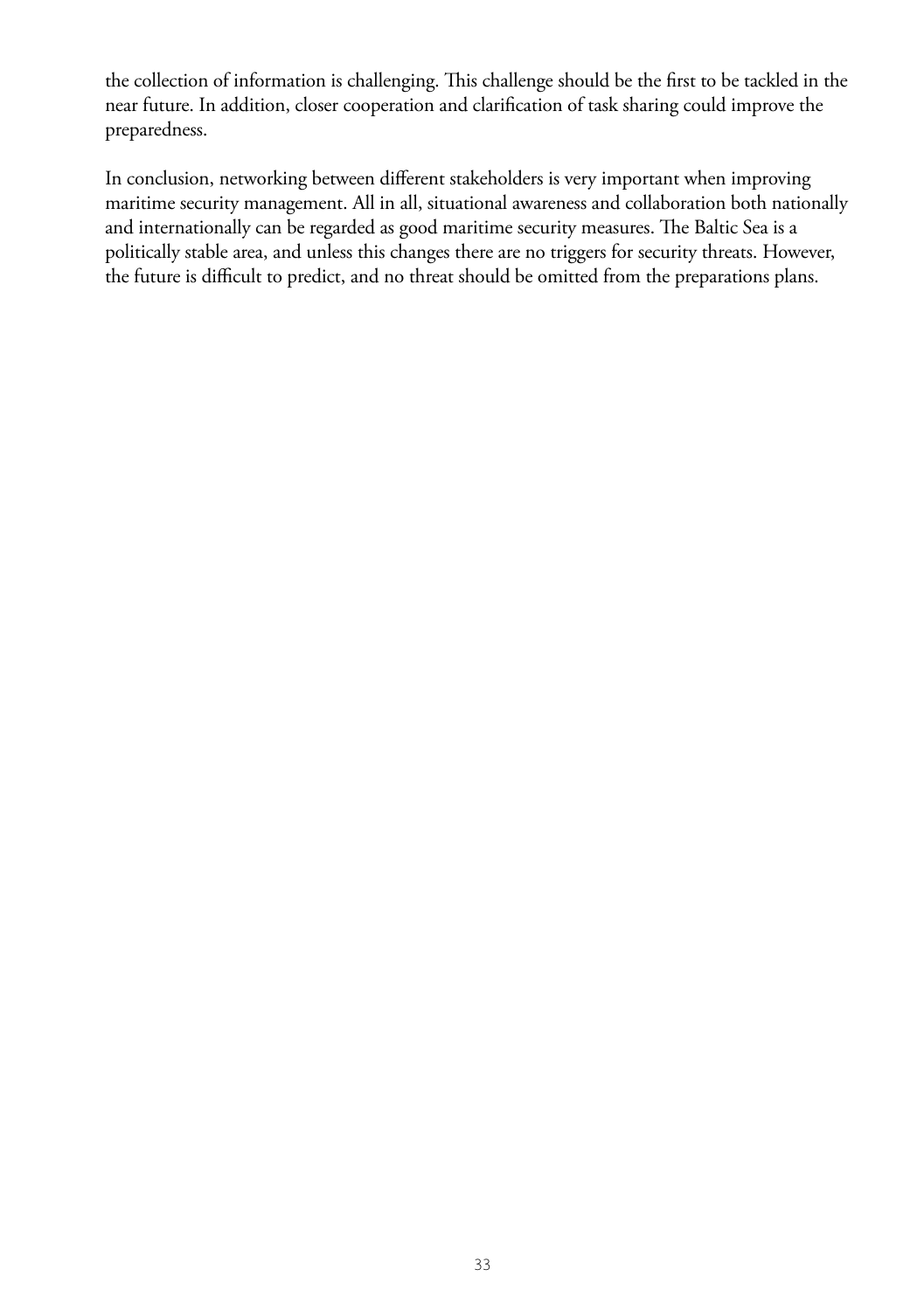the collection of information is challenging. This challenge should be the first to be tackled in the near future. In addition, closer cooperation and clarification of task sharing could improve the preparedness.

In conclusion, networking between different stakeholders is very important when improving maritime security management. All in all, situational awareness and collaboration both nationally and internationally can be regarded as good maritime security measures. The Baltic Sea is a politically stable area, and unless this changes there are no triggers for security threats. However, the future is difficult to predict, and no threat should be omitted from the preparations plans.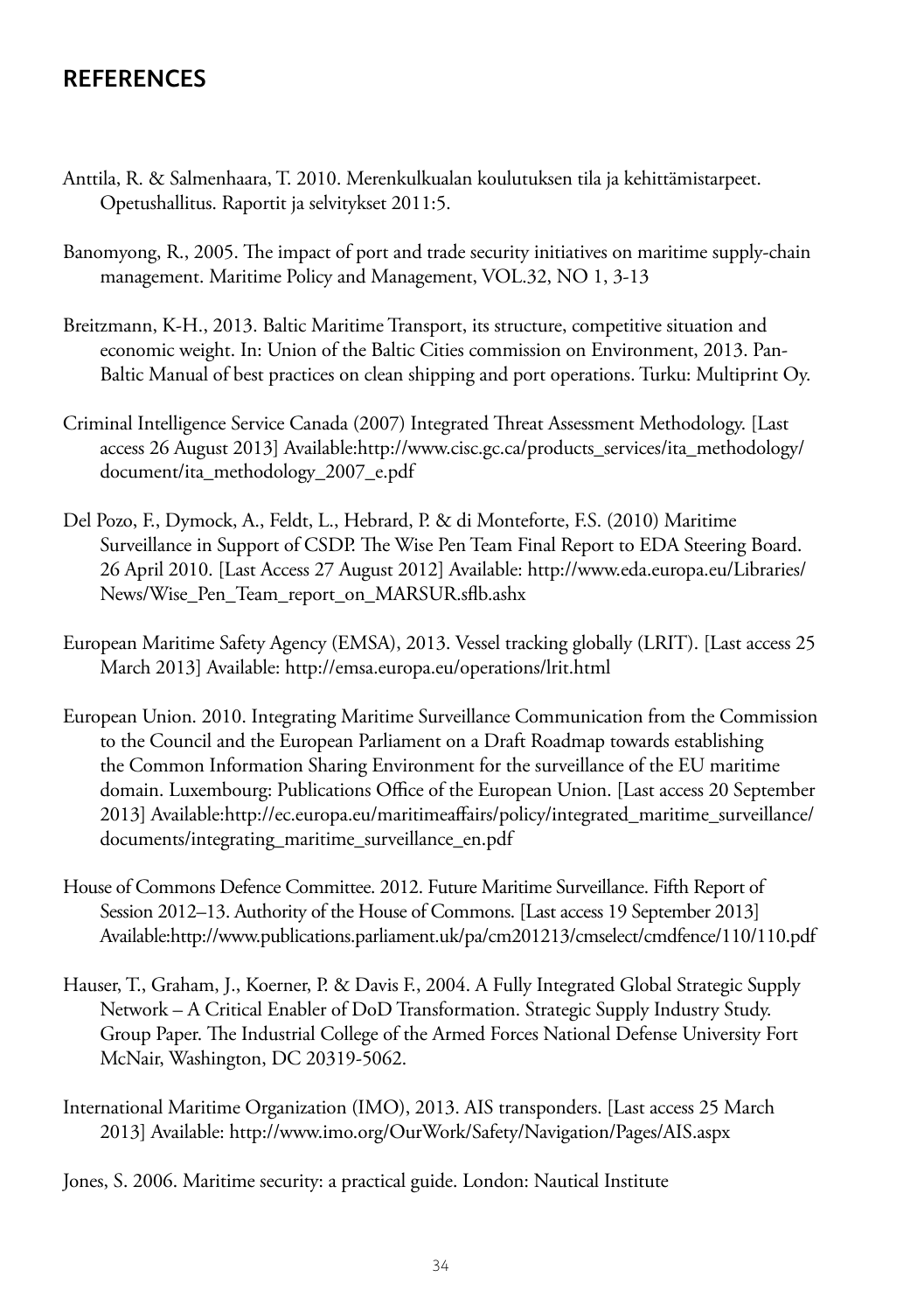## REFERENCES

Anttila, R. & Salmenhaara, T. 2010. Merenkulkualan koulutuksen tila ja kehittämistarpeet. Opetushallitus. Raportit ja selvitykset 2011:5.

Banomyong, R., 2005. The impact of port and trade security initiatives on maritime supply-chain management. Maritime Policy and Management, VOL.32, NO 1, 3-13

Breitzmann, K-H., 2013. Baltic Maritime Transport, its structure, competitive situation and economic weight. In: Union of the Baltic Cities commission on Environment, 2013. Pan-Baltic Manual of best practices on clean shipping and port operations. Turku: Multiprint Oy.

Criminal Intelligence Service Canada (2007) Integrated Threat Assessment Methodology. [Last access 26 August 2013] Available:http://www.cisc.gc.ca/products_services/ita_methodology/document/ita_methodology_2007_e.pdf

Del Pozo, F., Dymock, A., Feldt, L., Hebrard, P. & di Monteforte, F.S. (2010) Maritime Surveillance in Support of CSDP. The Wise Pen Team Final Report to EDA Steering Board. 26 April 2010. [Last Access 27 August 2012] Available: http://www.eda.europa.eu/Libraries/News/Wise_Pen_Team_report_on_MARSUR.sflb.ashx

European Maritime Safety Agency (EMSA), 2013. Vessel tracking globally (LRIT). [Last access 25 March 2013] Available: http://emsa.europa.eu/operations/lrit.html

European Union. 2010. Integrating Maritime Surveillance Communication from the Commission to the Council and the European Parliament on a Draft Roadmap towards establishing the Common Information Sharing Environment for the surveillance of the EU maritime domain. Luxembourg: Publications Office of the European Union. [Last access 20 September 2013] Available:http://ec.europa.eu/maritimeaffairs/policy/integrated_maritime_surveillance/documents/integrating_maritime_surveillance_en.pdf

House of Commons Defence Committee. 2012. Future Maritime Surveillance. Fifth Report of Session 2012–13. Authority of the House of Commons. [Last access 19 September 2013] Available:http://www.publications.parliament.uk/pa/cm201213/cmselect/cmdfence/110/110.pdf

Hauser, T., Graham, J., Koerner, P. & Davis F., 2004. A Fully Integrated Global Strategic Supply Network – A Critical Enabler of DoD Transformation. Strategic Supply Industry Study. Group Paper. The Industrial College of the Armed Forces National Defense University Fort McNair, Washington, DC 20319-5062.

International Maritime Organization (IMO), 2013. AIS transponders. [Last access 25 March 2013] Available: http://www.imo.org/OurWork/Safety/Navigation/Pages/AIS.aspx

Jones, S. 2006. Maritime security: a practical guide. London: Nautical Institute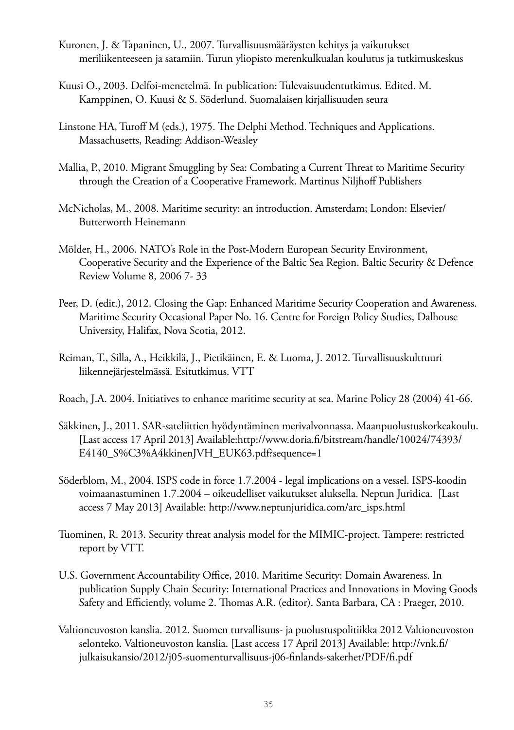Kuronen, J. & Tapaninen, U., 2007. Turvallisuusmääräysten kehitys ja vaikutukset meriliikenteeseen ja satamiin. Turun yliopisto merenkulkualan koulutus ja tutkimuskeskus

Kuusi O., 2003. Delfoi-menetelmä. In publication: Tulevaisuudentutkimus. Edited. M. Kamppinen, O. Kuusi & S. Söderlund. Suomalaisen kirjallisuuden seura

Linstone HA, Turoff M (eds.), 1975. The Delphi Method. Techniques and Applications. Massachusetts, Reading: Addison-Weasley

Mallia, P., 2010. Migrant Smuggling by Sea: Combating a Current Threat to Maritime Security through the Creation of a Cooperative Framework. Martinus Niljhoff Publishers

McNicholas, M., 2008. Maritime security: an introduction. Amsterdam; London: Elsevier/ Butterworth Heinemann

Mölder, H., 2006. NATO's Role in the Post-Modern European Security Environment, Cooperative Security and the Experience of the Baltic Sea Region. Baltic Security & Defence Review Volume 8, 2006 7- 33

Peer, D. (edit.), 2012. Closing the Gap: Enhanced Maritime Security Cooperation and Awareness. Maritime Security Occasional Paper No. 16. Centre for Foreign Policy Studies, Dalhouse University, Halifax, Nova Scotia, 2012.

Reiman, T., Silla, A., Heikkilä, J., Pietikäinen, E. & Luoma, J. 2012. Turvallisuuskulttuuri liikennejärjestelmässä. Esitutkimus. VTT

Roach, J.A. 2004. Initiatives to enhance maritime security at sea. Marine Policy 28 (2004) 41-66.

Säkkinen, J., 2011. SAR-sateliittien hyödyntäminen merivalvonnassa. Maanpuolustuskorkeakoulu. [Last access 17 April 2013] Available:http://www.doria.fi/bitstream/handle/10024/74393/E4140_S%C3%A4kkinenJVH_EUK63.pdf?sequence=1

Söderblom, M., 2004. ISPS code in force 1.7.2004 - legal implications on a vessel. ISPS-koodin voimaanastuminen 1.7.2004 – oikeudelliset vaikutukset aluksella. Neptun Juridica. [Last access 7 May 2013] Available: http://www.neptunjuridica.com/arc_isps.html

Tuominen, R. 2013. Security threat analysis model for the MIMIC-project. Tampere: restricted report by VTT.

U.S. Government Accountability Office, 2010. Maritime Security: Domain Awareness. In publication Supply Chain Security: International Practices and Innovations in Moving Goods Safety and Efficiently, volume 2. Thomas A.R. (editor). Santa Barbara, CA : Praeger, 2010.

Valtioneuvoston kanslia. 2012. Suomen turvallisuus- ja puolustuspolitiikka 2012 Valtioneuvoston selonteko. Valtioneuvoston kanslia. [Last access 17 April 2013] Available: http://vnk.fi/julkaisukansio/2012/j05-suomenturvallisuus-j06-finlands-sakerhet/PDF/fi.pdf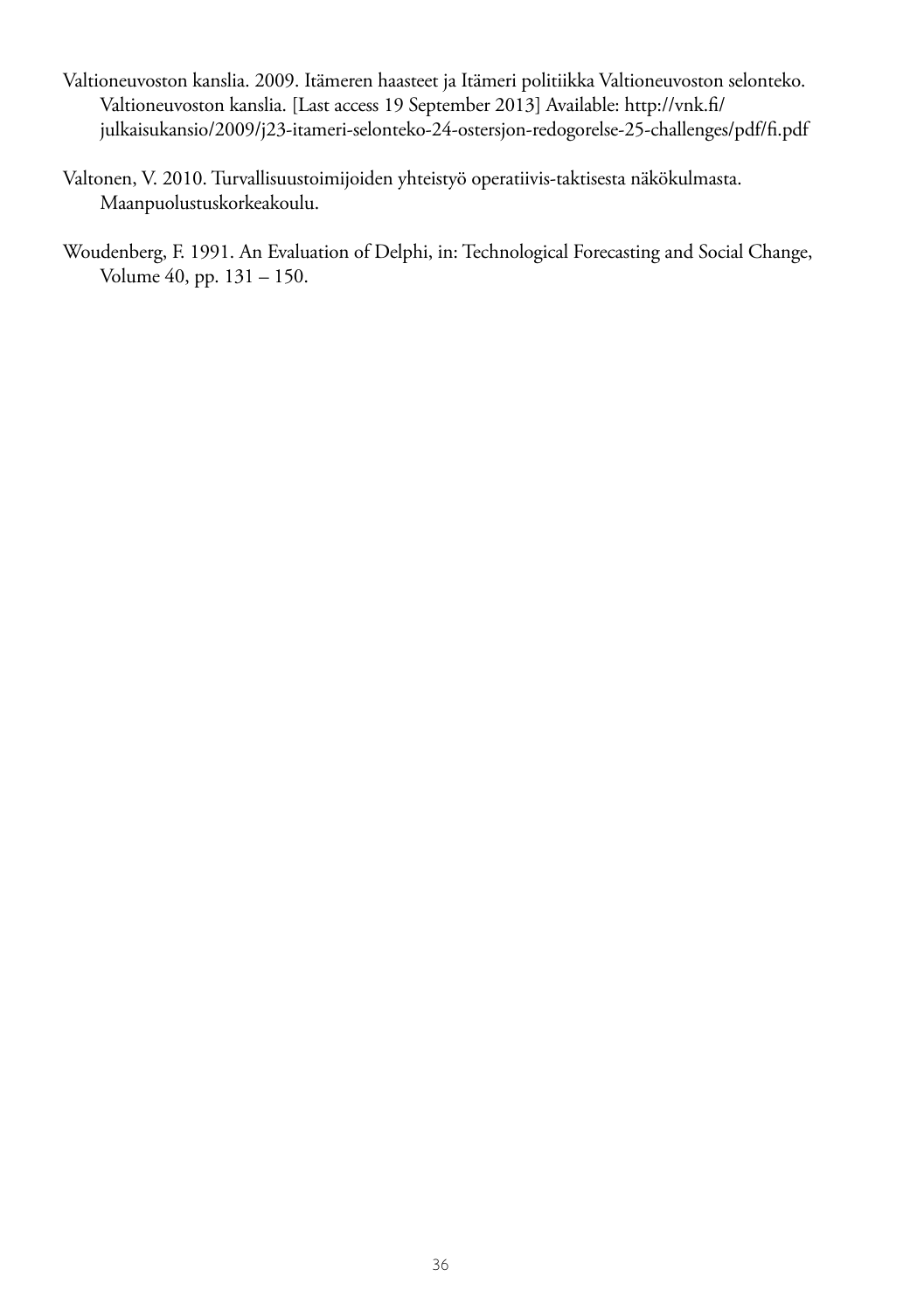Valtioneuvoston kanslia. 2009. Itämeren haasteet ja Itämeri politiikka Valtioneuvoston selonteko. Valtioneuvoston kanslia. [Last access 19 September 2013] Available: http://vnk.fi/julkaisukansio/2009/j23-itameri-selonteko-24-ostersjon-redogorelse-25-challenges/pdf/fi.pdf

Valtonen, V. 2010. Turvallisuustoimijoiden yhteistyö operatiivis-taktisesta näkökulmasta. Maanpuolustuskorkeakoulu.

Woudenberg, F. 1991. An Evaluation of Delphi, in: Technological Forecasting and Social Change, Volume 40, pp. 131 – 150.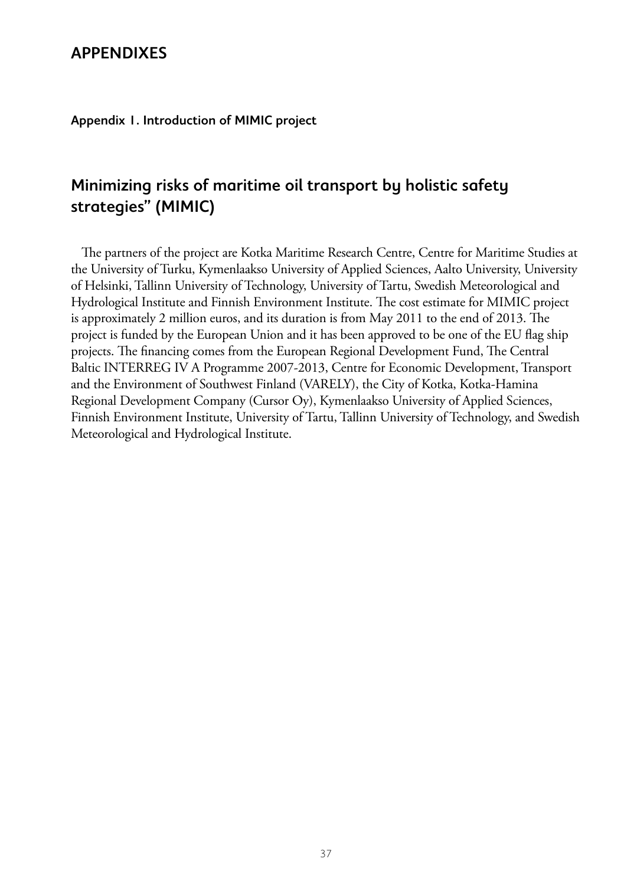## APPENDIXES

**Appendix 1. Introduction of MIMIC project**

### Minimizing risks of maritime oil transport by holistic safety strategies" (MIMIC)

The partners of the project are Kotka Maritime Research Centre, Centre for Maritime Studies at the University of Turku, Kymenlaakso University of Applied Sciences, Aalto University, University of Helsinki, Tallinn University of Technology, University of Tartu, Swedish Meteorological and Hydrological Institute and Finnish Environment Institute. The cost estimate for MIMIC project is approximately 2 million euros, and its duration is from May 2011 to the end of 2013. The project is funded by the European Union and it has been approved to be one of the EU flag ship projects. The financing comes from the European Regional Development Fund, The Central Baltic INTERREG IV A Programme 2007-2013, Centre for Economic Development, Transport and the Environment of Southwest Finland (VARELY), the City of Kotka, Kotka-Hamina Regional Development Company (Cursor Oy), Kymenlaakso University of Applied Sciences, Finnish Environment Institute, University of Tartu, Tallinn University of Technology, and Swedish Meteorological and Hydrological Institute.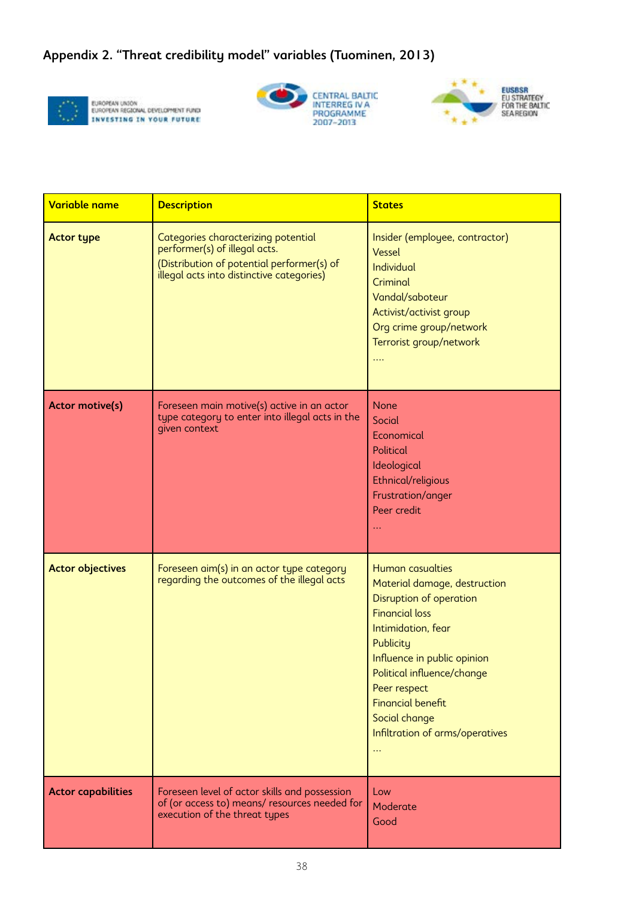## Appendix 2. "Threat credibility model" variables (Tuominen, 2013)

| Variable name | Description | States |
|---|---|---|
| **Actor type** | Categories characterizing potential performer(s) of illegal acts.<br>(Distribution of potential performer(s) of illegal acts into distinctive categories) | Insider (employee, contractor)<br>Vessel<br>Individual<br>Criminal<br>Vandal/saboteur<br>Activist/activist group<br>Org crime group/network<br>Terrorist group/network<br>.... |
| **Actor motive(s)** | Foreseen main motive(s) active in an actor type category to enter into illegal acts in the given context | None<br>Social<br>Economical<br>Political<br>Ideological<br>Ethnical/religious<br>Frustration/anger<br>Peer credit<br>... |
| **Actor objectives** | Foreseen aim(s) in an actor type category regarding the outcomes of the illegal acts | Human casualties<br>Material damage, destruction<br>Disruption of operation<br>Financial loss<br>Intimidation, fear<br>Publicity<br>Influence in public opinion<br>Political influence/change<br>Peer respect<br>Financial benefit<br>Social change<br>Infiltration of arms/operatives<br>... |
| **Actor capabilities** | Foreseen level of actor skills and possession of (or access to) means/ resources needed for execution of the threat types | Low<br>Moderate<br>Good |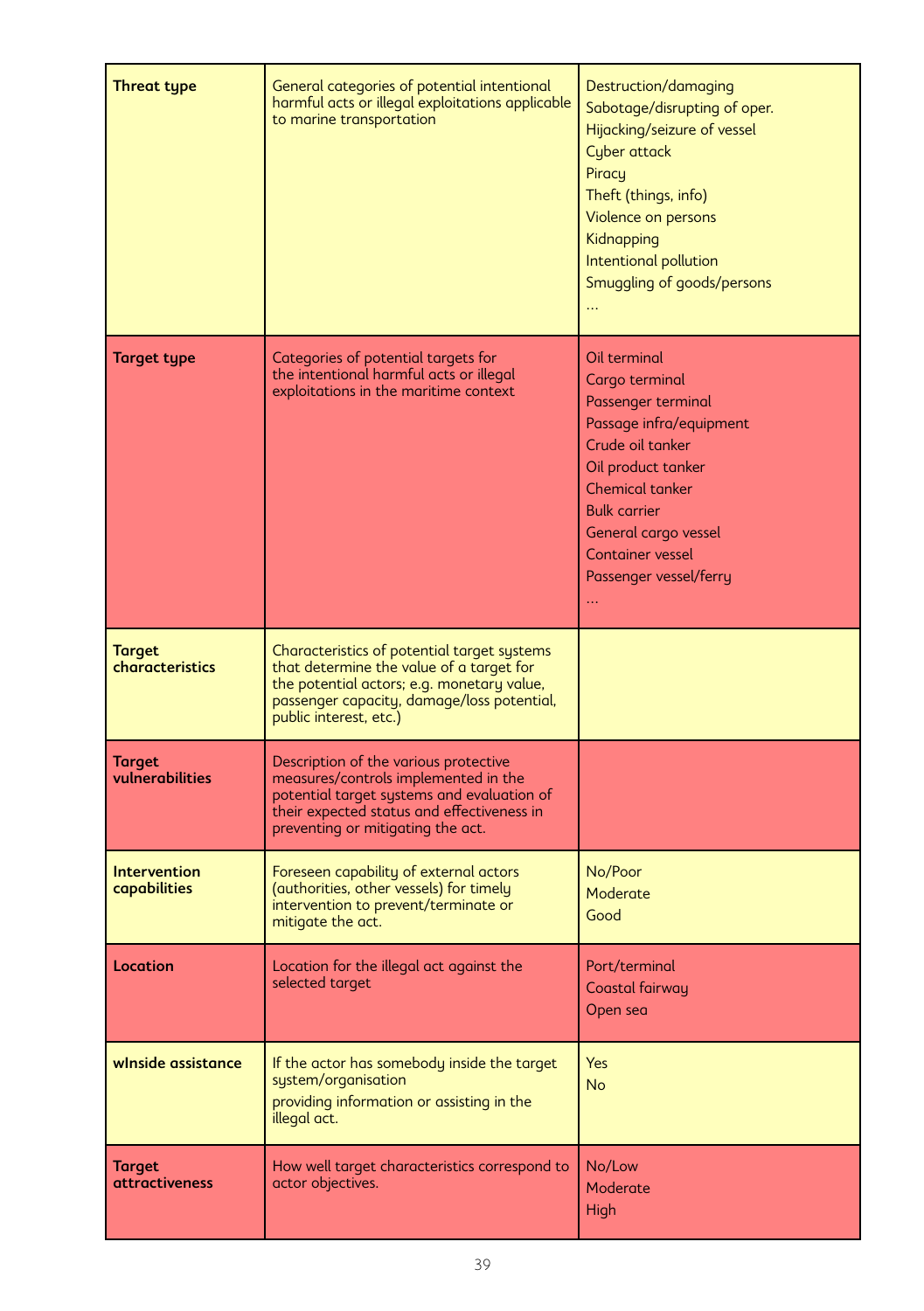| | | |
|---|---|---|
| **Threat type** | General categories of potential intentional harmful acts or illegal exploitations applicable to marine transportation | Destruction/damaging<br>Sabotage/disrupting of oper.<br>Hijacking/seizure of vessel<br>Cyber attack<br>Piracy<br>Theft (things, info)<br>Violence on persons<br>Kidnapping<br>Intentional pollution<br>Smuggling of goods/persons<br>… |
| **Target type** | Categories of potential targets for the intentional harmful acts or illegal exploitations in the maritime context | Oil terminal<br>Cargo terminal<br>Passenger terminal<br>Passage infra/equipment<br>Crude oil tanker<br>Oil product tanker<br>Chemical tanker<br>Bulk carrier<br>General cargo vessel<br>Container vessel<br>Passenger vessel/ferry<br>… |
| **Target characteristics** | Characteristics of potential target systems that determine the value of a target for the potential actors; e.g. monetary value, passenger capacity, damage/loss potential, public interest, etc.) | |
| **Target vulnerabilities** | Description of the various protective measures/controls implemented in the potential target systems and evaluation of their expected status and effectiveness in preventing or mitigating the act. | |
| **Intervention capabilities** | Foreseen capability of external actors (authorities, other vessels) for timely intervention to prevent/terminate or mitigate the act. | No/Poor<br>Moderate<br>Good |
| **Location** | Location for the illegal act against the selected target | Port/terminal<br>Coastal fairway<br>Open sea |
| **wInside assistance** | If the actor has somebody inside the target system/organisation providing information or assisting in the illegal act. | Yes<br>No |
| **Target attractiveness** | How well target characteristics correspond to actor objectives. | No/Low<br>Moderate<br>High |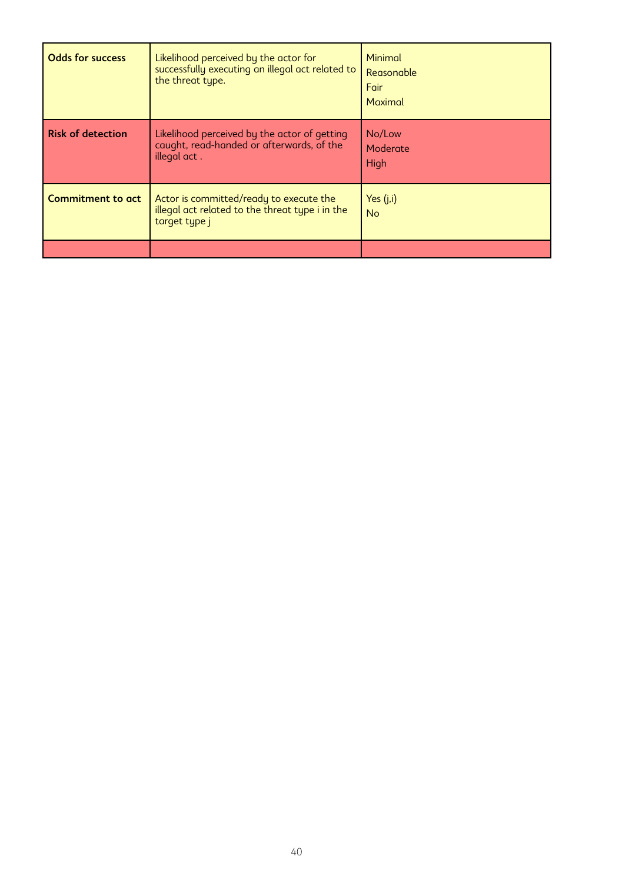| **Odds for success** | Likelihood perceived by the actor for successfully executing an illegal act related to the threat type. | Minimal<br>Reasonable<br>Fair<br>Maximal |
|---|---|---|
| **Risk of detection** | Likelihood perceived by the actor of getting caught, read-handed or afterwards, of the illegal act . | No/Low<br>Moderate<br>High |
| **Commitment to act** | Actor is committed/ready to execute the illegal act related to the threat type i in the target type j | Yes (j,i)<br>No |
| | | |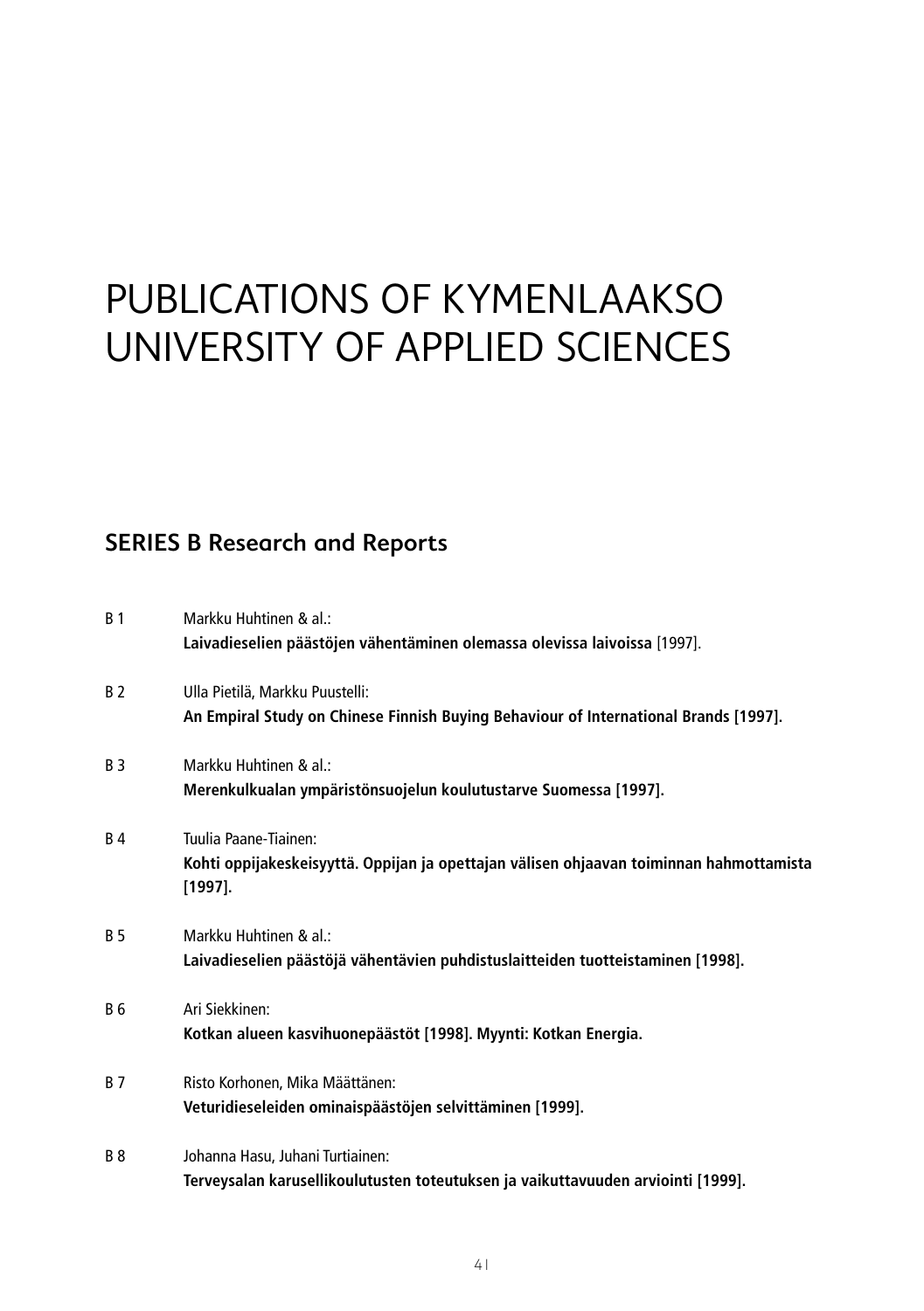# PUBLICATIONS OF KYMENLAAKSO UNIVERSITY OF APPLIED SCIENCES

## SERIES B Research and Reports

B 1 Markku Huhtinen & al.:
**Laivadieselien päästöjen vähentäminen olemassa olevissa laivoissa** [1997].

B 2 Ulla Pietilä, Markku Puustelli:
**An Empiral Study on Chinese Finnish Buying Behaviour of International Brands [1997].**

B 3 Markku Huhtinen & al.:
**Merenkulkualan ympäristönsuojelun koulutustarve Suomessa [1997].**

B 4 Tuulia Paane-Tiainen:
**Kohti oppijakeskeisyyttä. Oppijan ja opettajan välisen ohjaavan toiminnan hahmottamista [1997].**

B 5 Markku Huhtinen & al.:
**Laivadieselien päästöjä vähentävien puhdistuslaitteiden tuotteistaminen [1998].**

B 6 Ari Siekkinen:
**Kotkan alueen kasvihuonepäästöt [1998]. Myynti: Kotkan Energia.**

B 7 Risto Korhonen, Mika Määttänen:
**Veturidieseleiden ominaispäästöjen selvittäminen [1999].**

B 8 Johanna Hasu, Juhani Turtiainen:
**Terveysalan karusellikoulutusten toteutuksen ja vaikuttavuuden arviointi [1999].**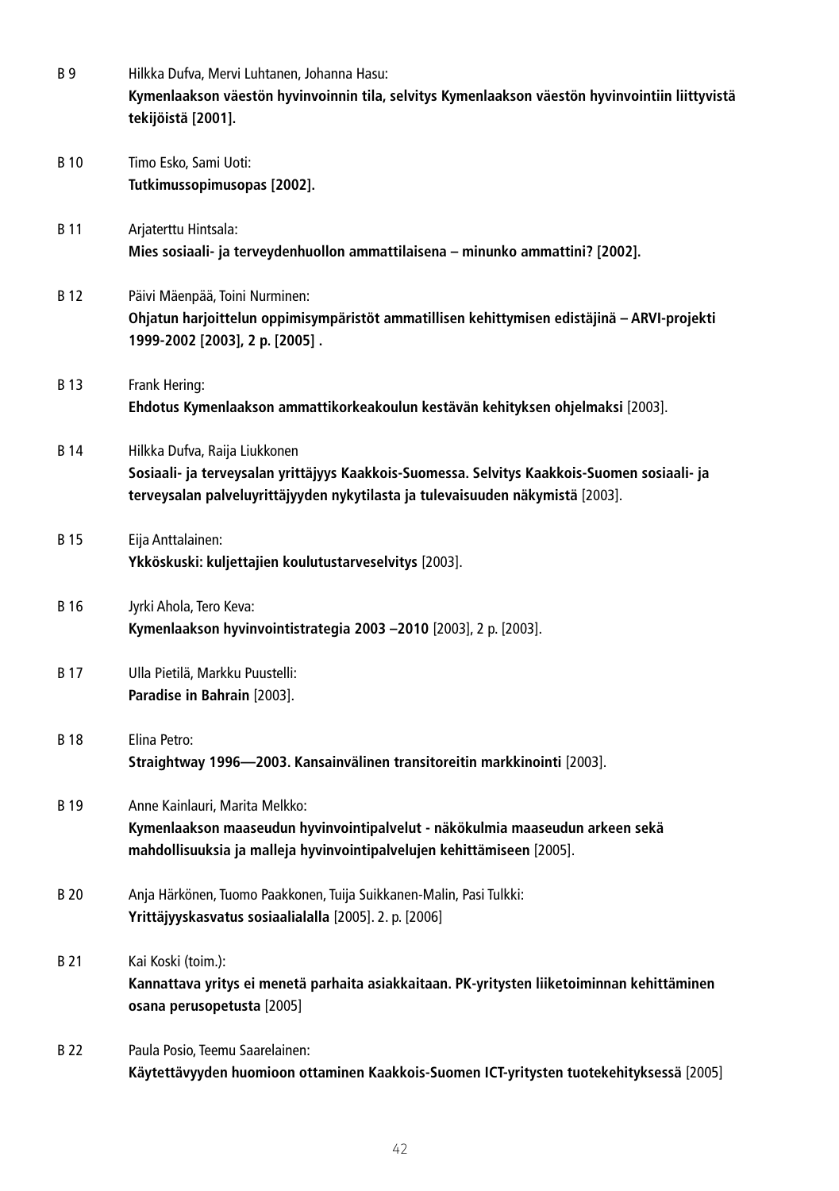B 9 Hilkka Dufva, Mervi Luhtanen, Johanna Hasu:
**Kymenlaakson väestön hyvinvoinnin tila, selvitys Kymenlaakson väestön hyvinvointiin liittyvistä tekijöistä [2001].**

B 10 Timo Esko, Sami Uoti:
**Tutkimussopimusopas [2002].**

B 11 Arjaterttu Hintsala:
**Mies sosiaali- ja terveydenhuollon ammattilaisena – minunko ammattini? [2002].**

B 12 Päivi Mäenpää, Toini Nurminen:
**Ohjatun harjoittelun oppimisympäristöt ammatillisen kehittymisen edistäjinä – ARVI-projekti 1999-2002 [2003], 2 p. [2005] .**

B 13 Frank Hering:
**Ehdotus Kymenlaakson ammattikorkeakoulun kestävän kehityksen ohjelmaksi** [2003].

B 14 Hilkka Dufva, Raija Liukkonen
**Sosiaali- ja terveysalan yrittäjyys Kaakkois-Suomessa. Selvitys Kaakkois-Suomen sosiaali- ja terveysalan palveluyrittäjyyden nykytilasta ja tulevaisuuden näkymistä** [2003].

B 15 Eija Anttalainen:
**Ykköskuski: kuljettajien koulutustarveselvitys** [2003].

B 16 Jyrki Ahola, Tero Keva:
**Kymenlaakson hyvinvointistrategia 2003 –2010** [2003], 2 p. [2003].

B 17 Ulla Pietilä, Markku Puustelli:
**Paradise in Bahrain** [2003].

B 18 Elina Petro:
**Straightway 1996—2003. Kansainvälinen transitoreitin markkinointi** [2003].

B 19 Anne Kainlauri, Marita Melkko:
**Kymenlaakson maaseudun hyvinvointipalvelut - näkökulmia maaseudun arkeen sekä mahdollisuuksia ja malleja hyvinvointipalvelujen kehittämiseen** [2005].

B 20 Anja Härkönen, Tuomo Paakkonen, Tuija Suikkanen-Malin, Pasi Tulkki:
**Yrittäjyyskasvatus sosiaalialalla** [2005]. 2. p. [2006]

B 21 Kai Koski (toim.):
**Kannattava yritys ei menetä parhaita asiakkaitaan. PK-yritysten liiketoiminnan kehittäminen osana perusopetusta** [2005]

B 22 Paula Posio, Teemu Saarelainen:
**Käytettävyyden huomioon ottaminen Kaakkois-Suomen ICT-yritysten tuotekehityksessä** [2005]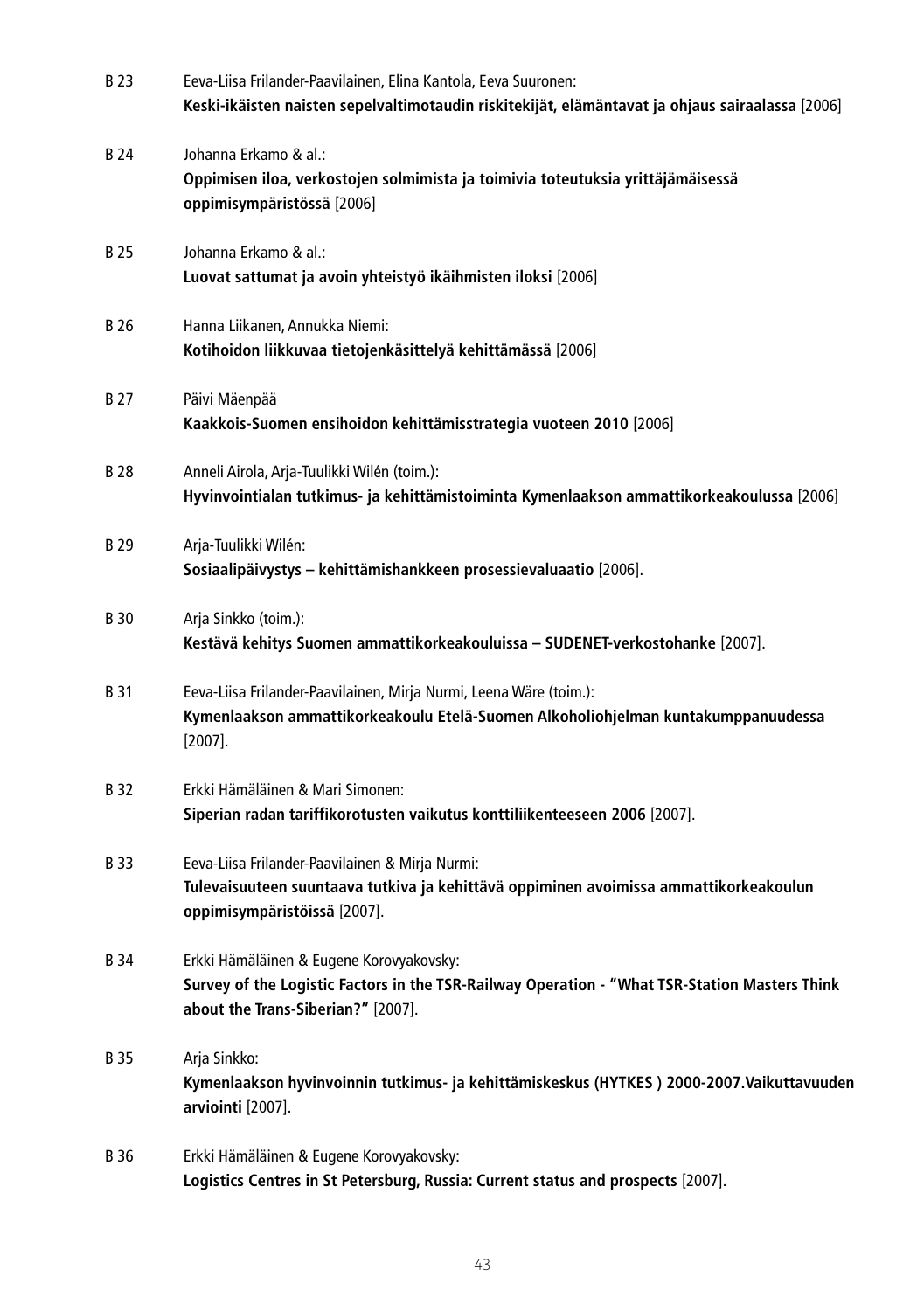B 23 Eeva-Liisa Frilander-Paavilainen, Elina Kantola, Eeva Suuronen:
**Keski-ikäisten naisten sepelvaltimotaudin riskitekijät, elämäntavat ja ohjaus sairaalassa** [2006]

B 24 Johanna Erkamo & al.:
**Oppimisen iloa, verkostojen solmimista ja toimivia toteutuksia yrittäjämäisessä oppimisympäristössä** [2006]

B 25 Johanna Erkamo & al.:
**Luovat sattumat ja avoin yhteistyö ikäihmisten iloksi** [2006]

B 26 Hanna Liikanen, Annukka Niemi:
**Kotihoidon liikkuvaa tietojenkäsittelyä kehittämässä** [2006]

B 27 Päivi Mäenpää
**Kaakkois-Suomen ensihoidon kehittämisstrategia vuoteen 2010** [2006]

B 28 Anneli Airola, Arja-Tuulikki Wilén (toim.):
**Hyvinvointialan tutkimus- ja kehittämistoiminta Kymenlaakson ammattikorkeakoulussa** [2006]

B 29 Arja-Tuulikki Wilén:
**Sosiaalipäivystys – kehittämishankkeen prosessievaluaatio** [2006].

B 30 Arja Sinkko (toim.):
**Kestävä kehitys Suomen ammattikorkeakouluissa – SUDENET-verkostohanke** [2007].

B 31 Eeva-Liisa Frilander-Paavilainen, Mirja Nurmi, Leena Wäre (toim.):
**Kymenlaakson ammattikorkeakoulu Etelä-Suomen Alkoholiohjelman kuntakumppanuudessa** [2007].

B 32 Erkki Hämäläinen & Mari Simonen:
**Siperian radan tariffikorotusten vaikutus konttiliikenteeseen 2006** [2007].

B 33 Eeva-Liisa Frilander-Paavilainen & Mirja Nurmi:
**Tulevaisuuteen suuntaava tutkiva ja kehittävä oppiminen avoimissa ammattikorkeakoulun oppimisympäristöissä** [2007].

B 34 Erkki Hämäläinen & Eugene Korovyakovsky:
**Survey of the Logistic Factors in the TSR-Railway Operation - "What TSR-Station Masters Think about the Trans-Siberian?"** [2007].

B 35 Arja Sinkko:
**Kymenlaakson hyvinvoinnin tutkimus- ja kehittämiskeskus (HYTKES ) 2000-2007.Vaikuttavuuden arviointi** [2007].

B 36 Erkki Hämäläinen & Eugene Korovyakovsky:
**Logistics Centres in St Petersburg, Russia: Current status and prospects** [2007].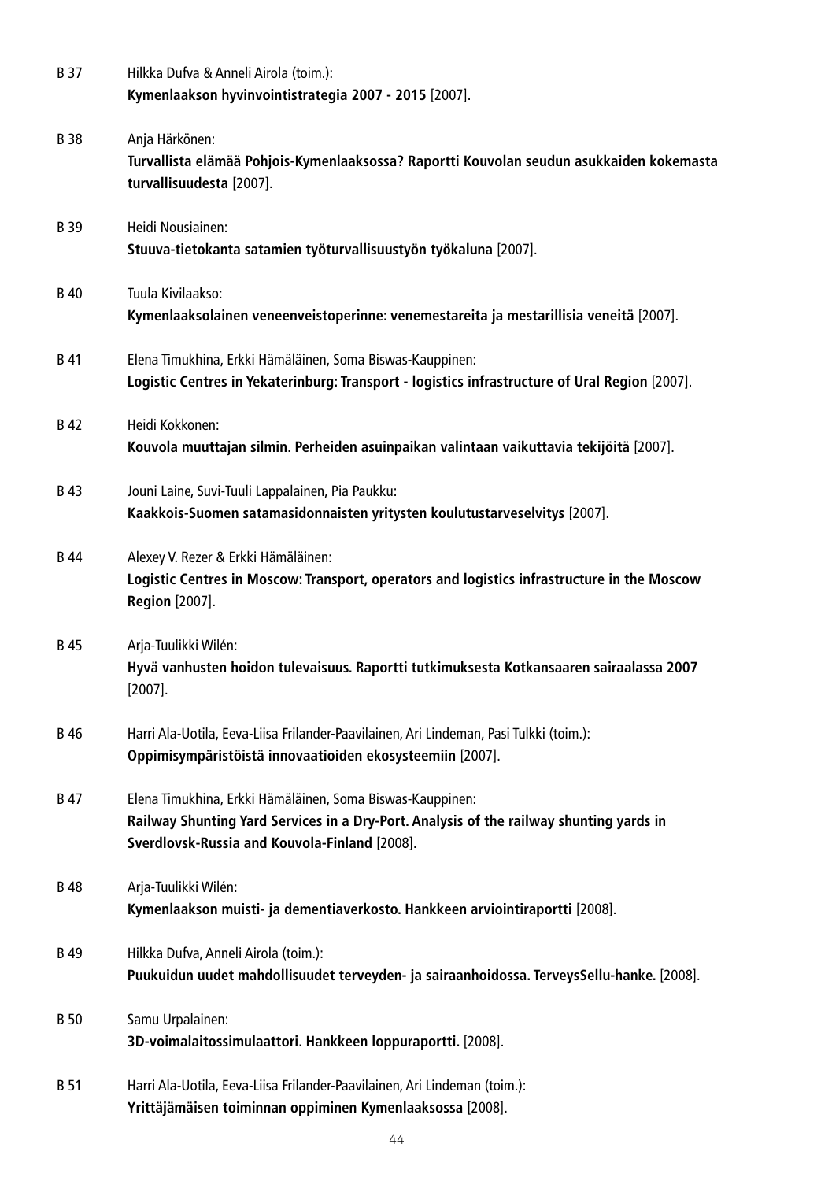B 37 Hilkka Dufva & Anneli Airola (toim.):
**Kymenlaakson hyvinvointistrategia 2007 - 2015** [2007].

B 38 Anja Härkönen:
**Turvallista elämää Pohjois-Kymenlaaksossa? Raportti Kouvolan seudun asukkaiden kokemasta turvallisuudesta** [2007].

B 39 Heidi Nousiainen:
**Stuuva-tietokanta satamien työturvallisuustyön työkaluna** [2007].

B 40 Tuula Kivilaakso:
**Kymenlaaksolainen veneenveistoperinne: venemestareita ja mestarillisia veneitä** [2007].

B 41 Elena Timukhina, Erkki Hämäläinen, Soma Biswas-Kauppinen:
**Logistic Centres in Yekaterinburg: Transport - logistics infrastructure of Ural Region** [2007].

B 42 Heidi Kokkonen:
**Kouvola muuttajan silmin. Perheiden asuinpaikan valintaan vaikuttavia tekijöitä** [2007].

B 43 Jouni Laine, Suvi-Tuuli Lappalainen, Pia Paukku:
**Kaakkois-Suomen satamasidonnaisten yritysten koulutustarveselvitys** [2007].

B 44 Alexey V. Rezer & Erkki Hämäläinen:
**Logistic Centres in Moscow: Transport, operators and logistics infrastructure in the Moscow Region** [2007].

B 45 Arja-Tuulikki Wilén:
**Hyvä vanhusten hoidon tulevaisuus. Raportti tutkimuksesta Kotkansaaren sairaalassa 2007** [2007].

B 46 Harri Ala-Uotila, Eeva-Liisa Frilander-Paavilainen, Ari Lindeman, Pasi Tulkki (toim.):
**Oppimisympäristöistä innovaatioiden ekosysteemiin** [2007].

B 47 Elena Timukhina, Erkki Hämäläinen, Soma Biswas-Kauppinen:
**Railway Shunting Yard Services in a Dry-Port. Analysis of the railway shunting yards in Sverdlovsk-Russia and Kouvola-Finland** [2008].

B 48 Arja-Tuulikki Wilén:
**Kymenlaakson muisti- ja dementiaverkosto. Hankkeen arviointiraportti** [2008].

B 49 Hilkka Dufva, Anneli Airola (toim.):
**Puukuidun uudet mahdollisuudet terveyden- ja sairaanhoidossa. TerveysSellu-hanke.** [2008].

B 50 Samu Urpalainen:
**3D-voimalaitossimulaattori. Hankkeen loppuraportti.** [2008].

B 51 Harri Ala-Uotila, Eeva-Liisa Frilander-Paavilainen, Ari Lindeman (toim.):
**Yrittäjämäisen toiminnan oppiminen Kymenlaaksossa** [2008].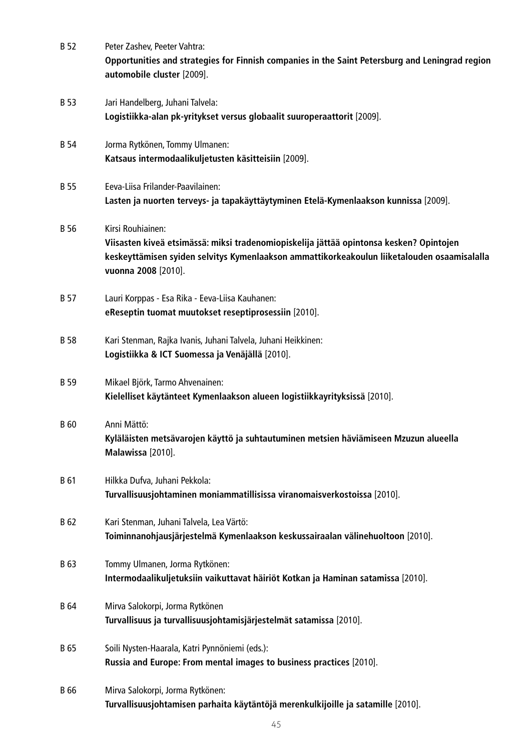B 52 Peter Zashev, Peeter Vahtra:
**Opportunities and strategies for Finnish companies in the Saint Petersburg and Leningrad region automobile cluster** [2009].

B 53 Jari Handelberg, Juhani Talvela:
**Logistiikka-alan pk-yritykset versus globaalit suuroperaattorit** [2009].

B 54 Jorma Rytkönen, Tommy Ulmanen:
**Katsaus intermodaalikuljetusten käsitteisiin** [2009].

B 55 Eeva-Liisa Frilander-Paavilainen:
**Lasten ja nuorten terveys- ja tapakäyttäytyminen Etelä-Kymenlaakson kunnissa** [2009].

B 56 Kirsi Rouhiainen:
**Viisasten kiveä etsimässä: miksi tradenomiopiskelija jättää opintonsa kesken? Opintojen keskeyttämisen syiden selvitys Kymenlaakson ammattikorkeakoulun liiketalouden osaamisalalla vuonna 2008** [2010].

B 57 Lauri Korppas - Esa Rika - Eeva-Liisa Kauhanen:
**eReseptin tuomat muutokset reseptiprosessiin** [2010].

B 58 Kari Stenman, Rajka Ivanis, Juhani Talvela, Juhani Heikkinen:
**Logistiikka & ICT Suomessa ja Venäjällä** [2010].

B 59 Mikael Björk, Tarmo Ahvenainen:
**Kielelliset käytänteet Kymenlaakson alueen logistiikkayrityksissä** [2010].

B 60 Anni Mättö:
**Kyläläisten metsävarojen käyttö ja suhtautuminen metsien häviämiseen Mzuzun alueella Malawissa** [2010].

B 61 Hilkka Dufva, Juhani Pekkola:
**Turvallisuusjohtaminen moniammatillisissa viranomaisverkostoissa** [2010].

B 62 Kari Stenman, Juhani Talvela, Lea Värtö:
**Toiminnanohjausjärjestelmä Kymenlaakson keskussairaalan välinehuoltoon** [2010].

B 63 Tommy Ulmanen, Jorma Rytkönen:
**Intermodaalikuljetuksiin vaikuttavat häiriöt Kotkan ja Haminan satamissa** [2010].

B 64 Mirva Salokorpi, Jorma Rytkönen
**Turvallisuus ja turvallisuusjohtamisjärjestelmät satamissa** [2010].

B 65 Soili Nysten-Haarala, Katri Pynnöniemi (eds.):
**Russia and Europe: From mental images to business practices** [2010].

B 66 Mirva Salokorpi, Jorma Rytkönen:
**Turvallisuusjohtamisen parhaita käytäntöjä merenkulkijoille ja satamille** [2010].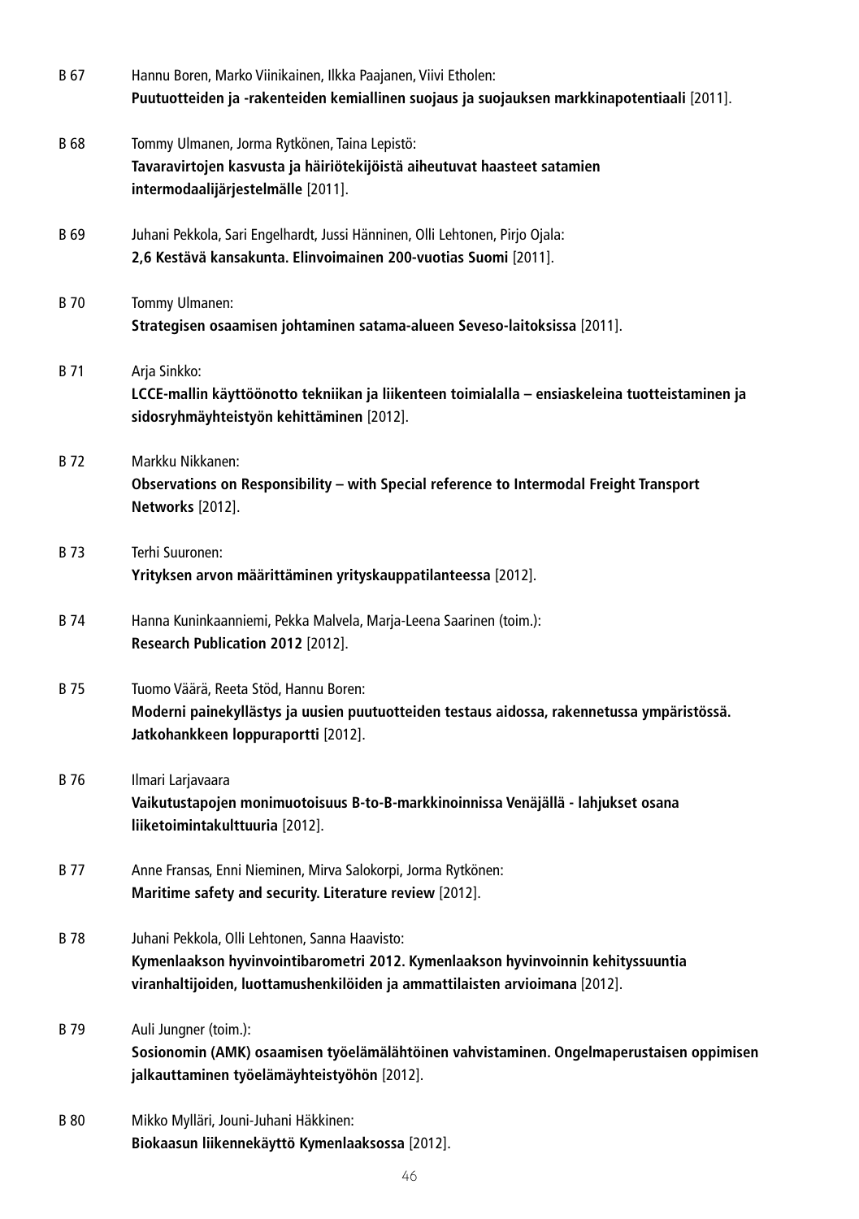B 67 Hannu Boren, Marko Viinikainen, Ilkka Paajanen, Viivi Etholen:
**Puutuotteiden ja -rakenteiden kemiallinen suojaus ja suojauksen markkinapotentiaali** [2011].

B 68 Tommy Ulmanen, Jorma Rytkönen, Taina Lepistö:
**Tavaravirtojen kasvusta ja häiriötekijöistä aiheutuvat haasteet satamien intermodaalijärjestelmälle** [2011].

B 69 Juhani Pekkola, Sari Engelhardt, Jussi Hänninen, Olli Lehtonen, Pirjo Ojala:
**2,6 Kestävä kansakunta. Elinvoimainen 200-vuotias Suomi** [2011].

B 70 Tommy Ulmanen:
**Strategisen osaamisen johtaminen satama-alueen Seveso-laitoksissa** [2011].

B 71 Arja Sinkko:
**LCCE-mallin käyttöönotto tekniikan ja liikenteen toimialalla – ensiaskeleina tuotteistaminen ja sidosryhmäyhteistyön kehittäminen** [2012].

B 72 Markku Nikkanen:
**Observations on Responsibility – with Special reference to Intermodal Freight Transport Networks** [2012].

B 73 Terhi Suuronen:
**Yrityksen arvon määrittäminen yrityskauppatilanteessa** [2012].

B 74 Hanna Kuninkaanniemi, Pekka Malvela, Marja-Leena Saarinen (toim.):
**Research Publication 2012** [2012].

B 75 Tuomo Väärä, Reeta Stöd, Hannu Boren:
**Moderni painekyllästys ja uusien puutuotteiden testaus aidossa, rakennetussa ympäristössä. Jatkohankkeen loppuraportti** [2012].

B 76 Ilmari Larjavaara
**Vaikutustapojen monimuotoisuus B-to-B-markkinoinnissa Venäjällä - lahjukset osana liiketoimintakulttuuria** [2012].

B 77 Anne Fransas, Enni Nieminen, Mirva Salokorpi, Jorma Rytkönen:
**Maritime safety and security. Literature review** [2012].

B 78 Juhani Pekkola, Olli Lehtonen, Sanna Haavisto:
**Kymenlaakson hyvinvointibarometri 2012. Kymenlaakson hyvinvoinnin kehityssuuntia viranhaltijoiden, luottamushenkilöiden ja ammattilaisten arvioimana** [2012].

B 79 Auli Jungner (toim.):
**Sosionomin (AMK) osaamisen työelämälähtöinen vahvistaminen. Ongelmaperustaisen oppimisen jalkauttaminen työelämäyhteistyöhön** [2012].

B 80 Mikko Mylläri, Jouni-Juhani Häkkinen:
**Biokaasun liikennekäyttö Kymenlaaksossa** [2012].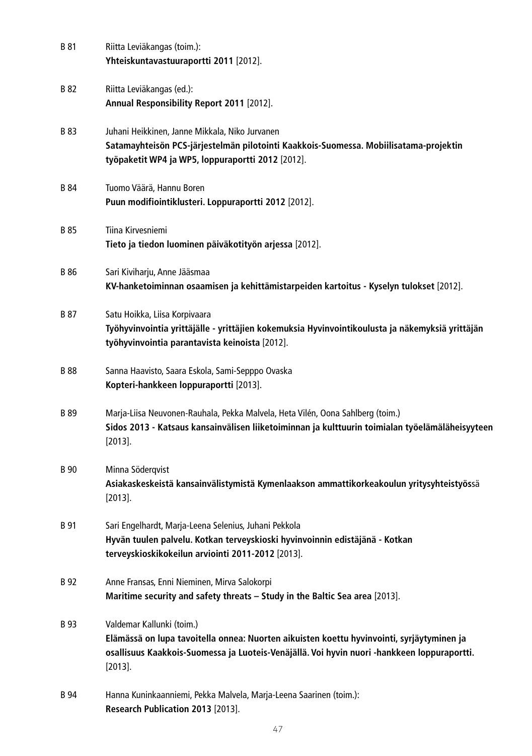B 81 Riitta Leviäkangas (toim.):
**Yhteiskuntavastuuraportti 2011** [2012].

B 82 Riitta Leviäkangas (ed.):
**Annual Responsibility Report 2011** [2012].

B 83 Juhani Heikkinen, Janne Mikkala, Niko Jurvanen
**Satamayhteisön PCS-järjestelmän pilotointi Kaakkois-Suomessa. Mobiilisatama-projektin työpaketit WP4 ja WP5, loppuraportti 2012** [2012].

B 84 Tuomo Väärä, Hannu Boren
**Puun modifiointiklusteri. Loppuraportti 2012** [2012].

B 85 Tiina Kirvesniemi
**Tieto ja tiedon luominen päiväkotityön arjessa** [2012].

B 86 Sari Kiviharju, Anne Jääsmaa
**KV-hanketoiminnan osaamisen ja kehittämistarpeiden kartoitus - Kyselyn tulokset** [2012].

B 87 Satu Hoikka, Liisa Korpivaara
**Työhyvinvointia yrittäjälle - yrittäjien kokemuksia Hyvinvointikoulusta ja näkemyksiä yrittäjän työhyvinvointia parantavista keinoista** [2012].

B 88 Sanna Haavisto, Saara Eskola, Sami-Sepppo Ovaska
**Kopteri-hankkeen loppuraportti** [2013].

B 89 Marja-Liisa Neuvonen-Rauhala, Pekka Malvela, Heta Vilén, Oona Sahlberg (toim.)
**Sidos 2013 - Katsaus kansainvälisen liiketoiminnan ja kulttuurin toimialan työelämäläheisyyteen** [2013].

B 90 Minna Söderqvist
**Asiakaskeskeistä kansainvälistymistä Kymenlaakson ammattikorkeakoulun yritysyhteistyöss**ä [2013].

B 91 Sari Engelhardt, Marja-Leena Selenius, Juhani Pekkola
**Hyvän tuulen palvelu. Kotkan terveyskioski hyvinvoinnin edistäjänä - Kotkan terveyskioskikokeilun arviointi 2011-2012** [2013].

B 92 Anne Fransas, Enni Nieminen, Mirva Salokorpi
**Maritime security and safety threats – Study in the Baltic Sea area** [2013].

B 93 Valdemar Kallunki (toim.)
**Elämässä on lupa tavoitella onnea: Nuorten aikuisten koettu hyvinvointi, syrjäytyminen ja osallisuus Kaakkois-Suomessa ja Luoteis-Venäjällä. Voi hyvin nuori -hankkeen loppuraportti.** [2013].

B 94 Hanna Kuninkaanniemi, Pekka Malvela, Marja-Leena Saarinen (toim.):
**Research Publication 2013** [2013].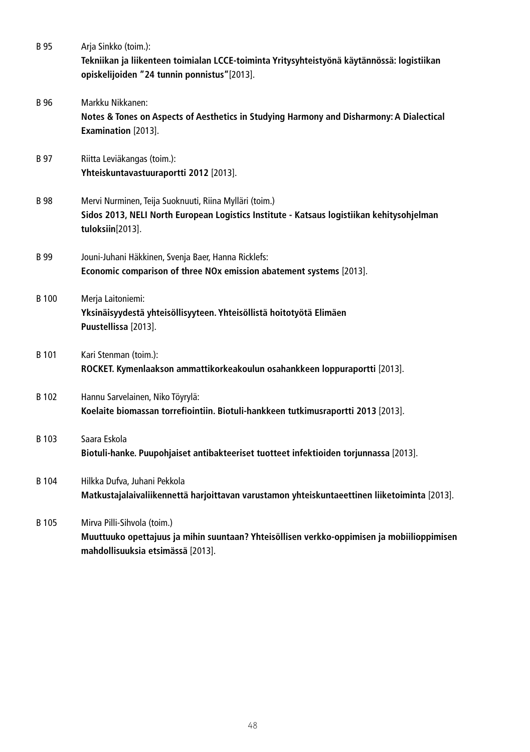B 95 Arja Sinkko (toim.):
**Tekniikan ja liikenteen toimialan LCCE-toiminta Yritysyhteistyönä käytännössä: logistiikan opiskelijoiden "24 tunnin ponnistus"**[2013].

B 96 Markku Nikkanen:
**Notes & Tones on Aspects of Aesthetics in Studying Harmony and Disharmony: A Dialectical Examination** [2013].

B 97 Riitta Leviäkangas (toim.):
**Yhteiskuntavastuuraportti 2012** [2013].

B 98 Mervi Nurminen, Teija Suoknuuti, Riina Mylläri (toim.)
**Sidos 2013, NELI North European Logistics Institute - Katsaus logistiikan kehitysohjelman tuloksiin**[2013].

B 99 Jouni-Juhani Häkkinen, Svenja Baer, Hanna Ricklefs:
**Economic comparison of three NOx emission abatement systems** [2013].

B 100 Merja Laitoniemi:
**Yksinäisyydestä yhteisöllisyyteen. Yhteisöllistä hoitotyötä Elimäen Puustellissa** [2013].

B 101 Kari Stenman (toim.):
**ROCKET. Kymenlaakson ammattikorkeakoulun osahankkeen loppuraportti** [2013].

B 102 Hannu Sarvelainen, Niko Töyrylä:
**Koelaite biomassan torrefiointiin. Bioturi-hankkeen tutkimusraportti 2013** [2013].

B 103 Saara Eskola
**Bioturi-hanke. Puupohjaiset antibakteeriset tuotteet infektioiden torjunnassa** [2013].

B 104 Hilkka Dufva, Juhani Pekkola
**Matkustajalaivaliikennettä harjoittavan varustamon yhteiskuntaeettinen liiketoiminta** [2013].

B 105 Mirva Pilli-Sihvola (toim.)
**Muuttuuko opettajuus ja mihin suuntaan? Yhteisöllisen verkko-oppimisen ja mobiilioppimisen mahdollisuuksia etsimässä** [2013].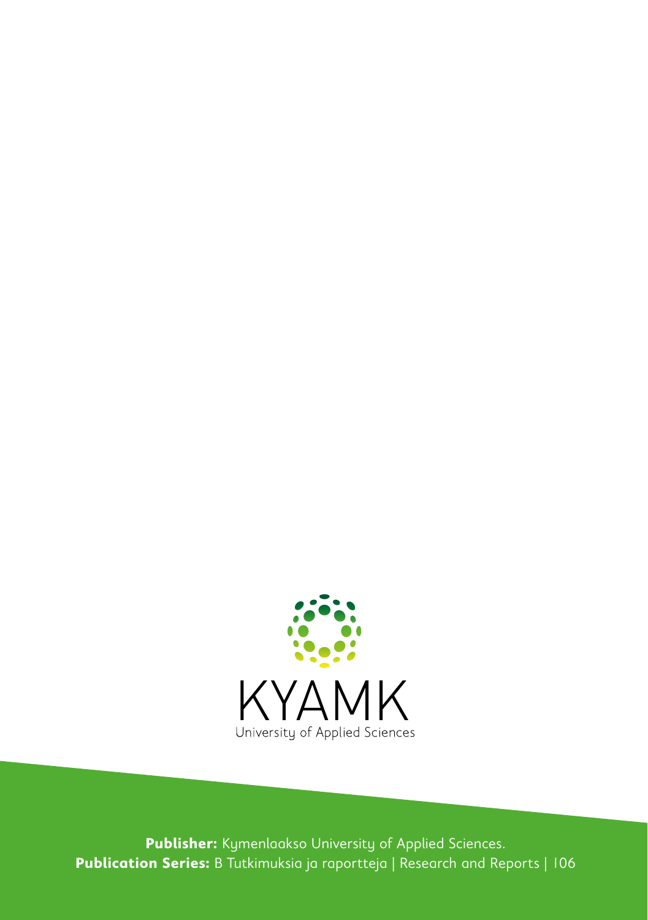KYAMK
University of Applied Sciences

**Publisher:** Kymenlaakso University of Applied Sciences.
**Publication Series:** B Tutkimuksia ja raportteja | Research and Reports | 106